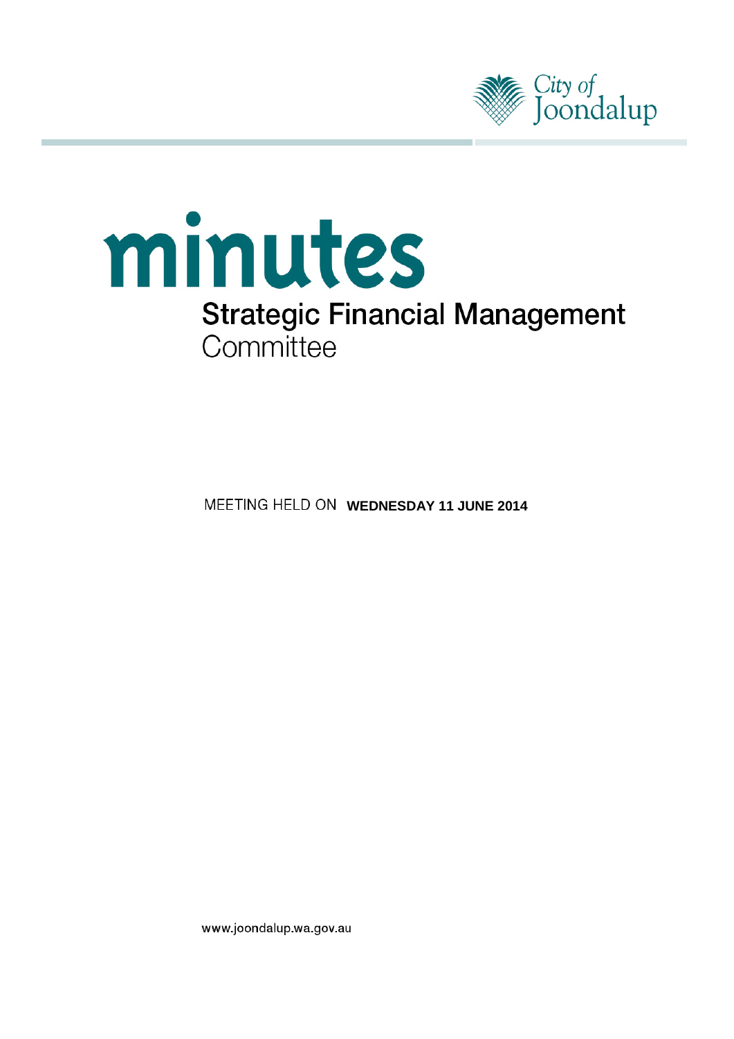City of Joondalup

# minutes

## Strategic Financial Management Committee

MEETING HELD ON **WEDNESDAY 11 JUNE 2014**

www.joondalup.wa.gov.au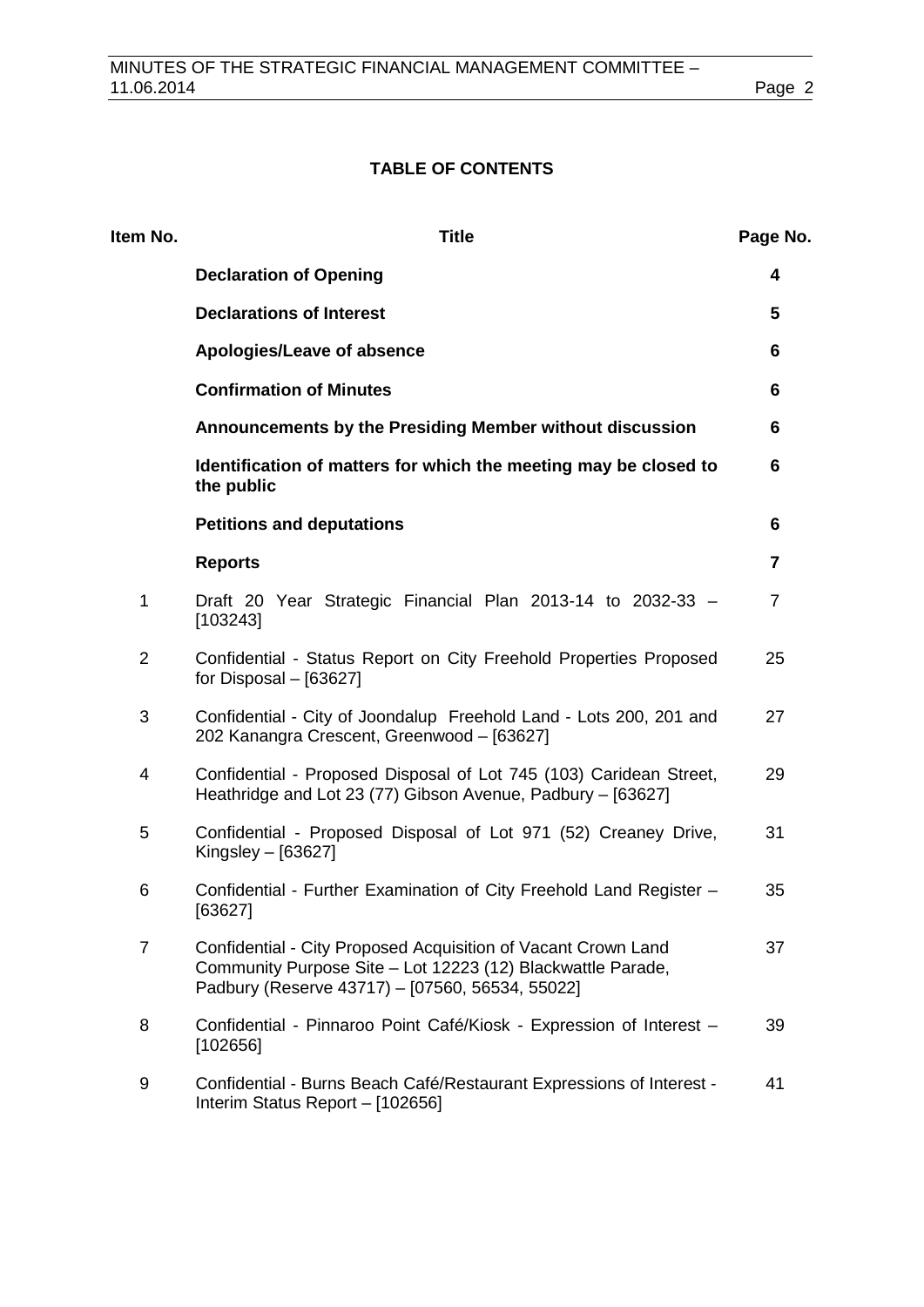## TABLE OF CONTENTS

| Item No. | Title | Page No. |
|---|---|---|
| | **Declaration of Opening** | **4** |
| | **Declarations of Interest** | **5** |
| | **Apologies/Leave of absence** | **6** |
| | **Confirmation of Minutes** | **6** |
| | **Announcements by the Presiding Member without discussion** | **6** |
| | **Identification of matters for which the meeting may be closed to the public** | **6** |
| | **Petitions and deputations** | **6** |
| | **Reports** | **7** |
| 1 | Draft 20 Year Strategic Financial Plan 2013-14 to 2032-33 – [103243] | 7 |
| 2 | Confidential - Status Report on City Freehold Properties Proposed for Disposal – [63627] | 25 |
| 3 | Confidential - City of Joondalup Freehold Land - Lots 200, 201 and 202 Kanangra Crescent, Greenwood – [63627] | 27 |
| 4 | Confidential - Proposed Disposal of Lot 745 (103) Caridean Street, Heathridge and Lot 23 (77) Gibson Avenue, Padbury – [63627] | 29 |
| 5 | Confidential - Proposed Disposal of Lot 971 (52) Creaney Drive, Kingsley – [63627] | 31 |
| 6 | Confidential - Further Examination of City Freehold Land Register – [63627] | 35 |
| 7 | Confidential - City Proposed Acquisition of Vacant Crown Land Community Purpose Site – Lot 12223 (12) Blackwattle Parade, Padbury (Reserve 43717) – [07560, 56534, 55022] | 37 |
| 8 | Confidential - Pinnaroo Point Café/Kiosk - Expression of Interest – [102656] | 39 |
| 9 | Confidential - Burns Beach Café/Restaurant Expressions of Interest - Interim Status Report – [102656] | 41 |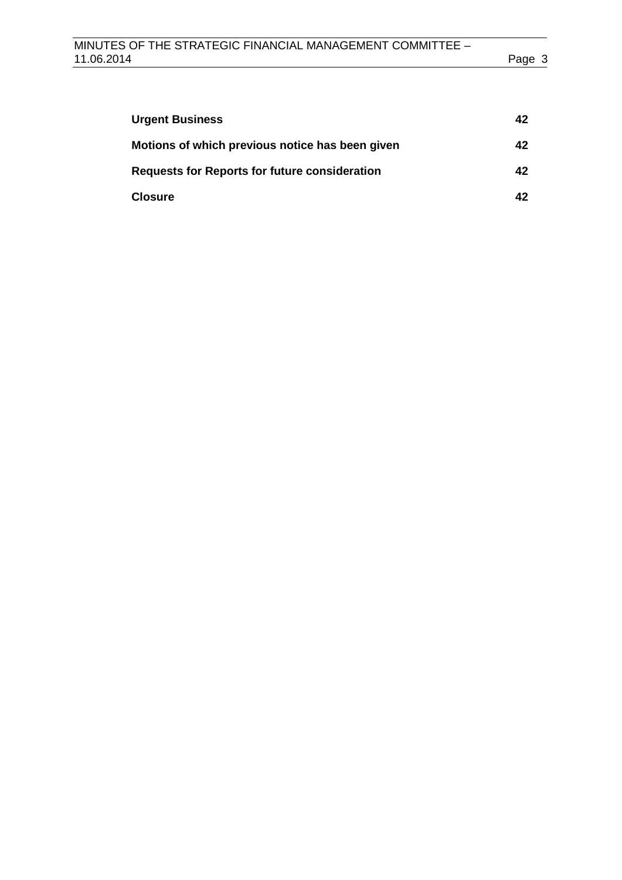| | |
|---|---|
| **Urgent Business** | **42** |
| **Motions of which previous notice has been given** | **42** |
| **Requests for Reports for future consideration** | **42** |
| **Closure** | **42** |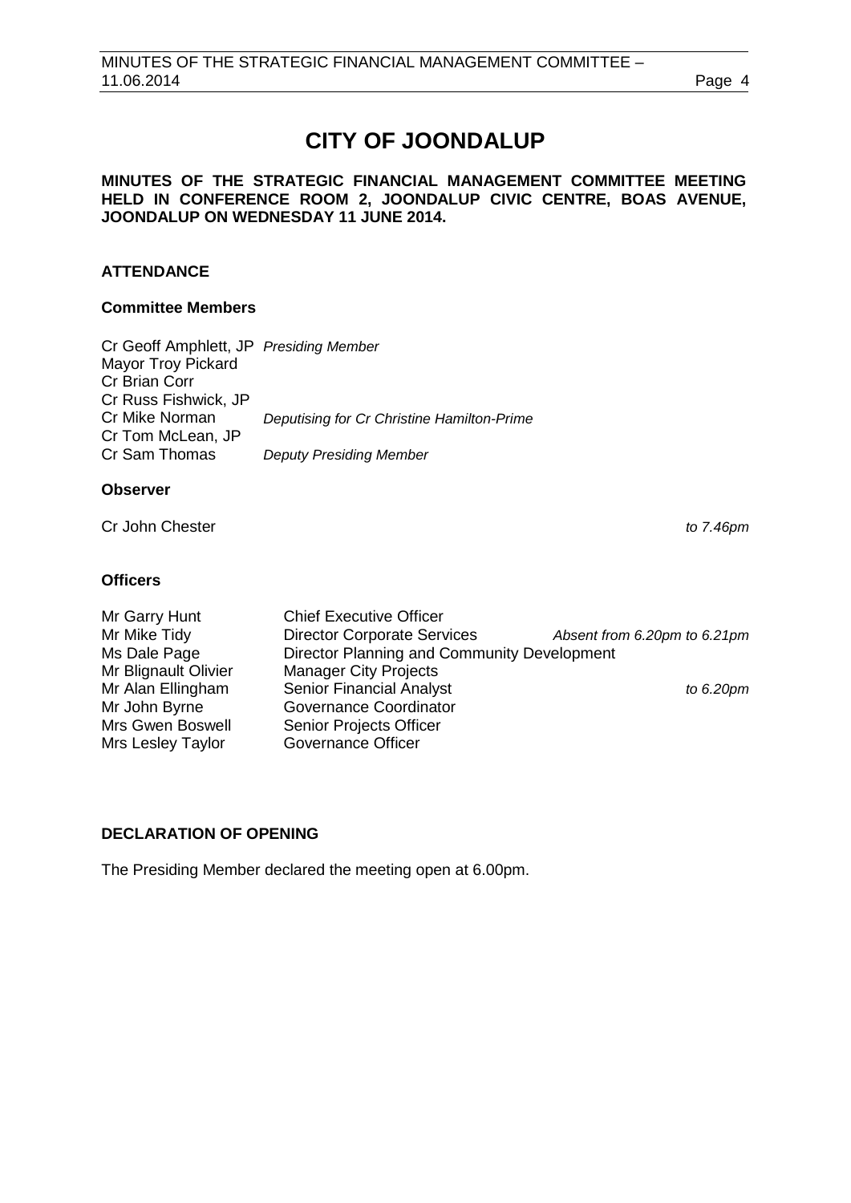# CITY OF JOONDALUP

**MINUTES OF THE STRATEGIC FINANCIAL MANAGEMENT COMMITTEE MEETING HELD IN CONFERENCE ROOM 2, JOONDALUP CIVIC CENTRE, BOAS AVENUE, JOONDALUP ON WEDNESDAY 11 JUNE 2014.**

## ATTENDANCE

### Committee Members

Cr Geoff Amphlett, JP *Presiding Member*
Mayor Troy Pickard
Cr Brian Corr
Cr Russ Fishwick, JP
Cr Mike Norman *Deputising for Cr Christine Hamilton-Prime*
Cr Tom McLean, JP
Cr Sam Thomas *Deputy Presiding Member*

### Observer

Cr John Chester *to 7.46pm*

### Officers

| | | |
|---|---|---|
| Mr Garry Hunt | Chief Executive Officer | |
| Mr Mike Tidy | Director Corporate Services | *Absent from 6.20pm to 6.21pm* |
| Ms Dale Page | Director Planning and Community Development | |
| Mr Blignault Olivier | Manager City Projects | |
| Mr Alan Ellingham | Senior Financial Analyst | *to 6.20pm* |
| Mr John Byrne | Governance Coordinator | |
| Mrs Gwen Boswell | Senior Projects Officer | |
| Mrs Lesley Taylor | Governance Officer | |

## DECLARATION OF OPENING

The Presiding Member declared the meeting open at 6.00pm.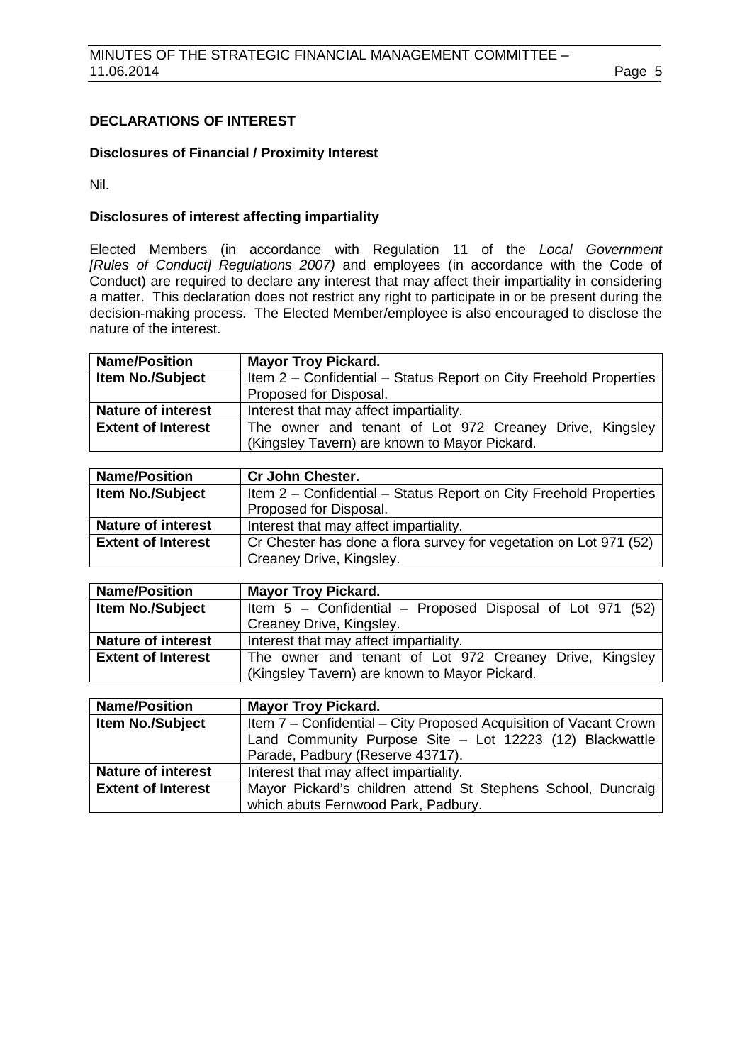## DECLARATIONS OF INTEREST

### Disclosures of Financial / Proximity Interest

Nil.

### Disclosures of interest affecting impartiality

Elected Members (in accordance with Regulation 11 of the *Local Government [Rules of Conduct] Regulations 2007)* and employees (in accordance with the Code of Conduct) are required to declare any interest that may affect their impartiality in considering a matter. This declaration does not restrict any right to participate in or be present during the decision-making process. The Elected Member/employee is also encouraged to disclose the nature of the interest.

| **Name/Position** | **Mayor Troy Pickard.** |
|---|---|
| **Item No./Subject** | Item 2 – Confidential – Status Report on City Freehold Properties Proposed for Disposal. |
| **Nature of interest** | Interest that may affect impartiality. |
| **Extent of Interest** | The owner and tenant of Lot 972 Creaney Drive, Kingsley (Kingsley Tavern) are known to Mayor Pickard. |

| **Name/Position** | **Cr John Chester.** |
|---|---|
| **Item No./Subject** | Item 2 – Confidential – Status Report on City Freehold Properties Proposed for Disposal. |
| **Nature of interest** | Interest that may affect impartiality. |
| **Extent of Interest** | Cr Chester has done a flora survey for vegetation on Lot 971 (52) Creaney Drive, Kingsley. |

| **Name/Position** | **Mayor Troy Pickard.** |
|---|---|
| **Item No./Subject** | Item 5 – Confidential – Proposed Disposal of Lot 971 (52) Creaney Drive, Kingsley. |
| **Nature of interest** | Interest that may affect impartiality. |
| **Extent of Interest** | The owner and tenant of Lot 972 Creaney Drive, Kingsley (Kingsley Tavern) are known to Mayor Pickard. |

| **Name/Position** | **Mayor Troy Pickard.** |
|---|---|
| **Item No./Subject** | Item 7 – Confidential – City Proposed Acquisition of Vacant Crown Land Community Purpose Site – Lot 12223 (12) Blackwattle Parade, Padbury (Reserve 43717). |
| **Nature of interest** | Interest that may affect impartiality. |
| **Extent of Interest** | Mayor Pickard's children attend St Stephens School, Duncraig which abuts Fernwood Park, Padbury. |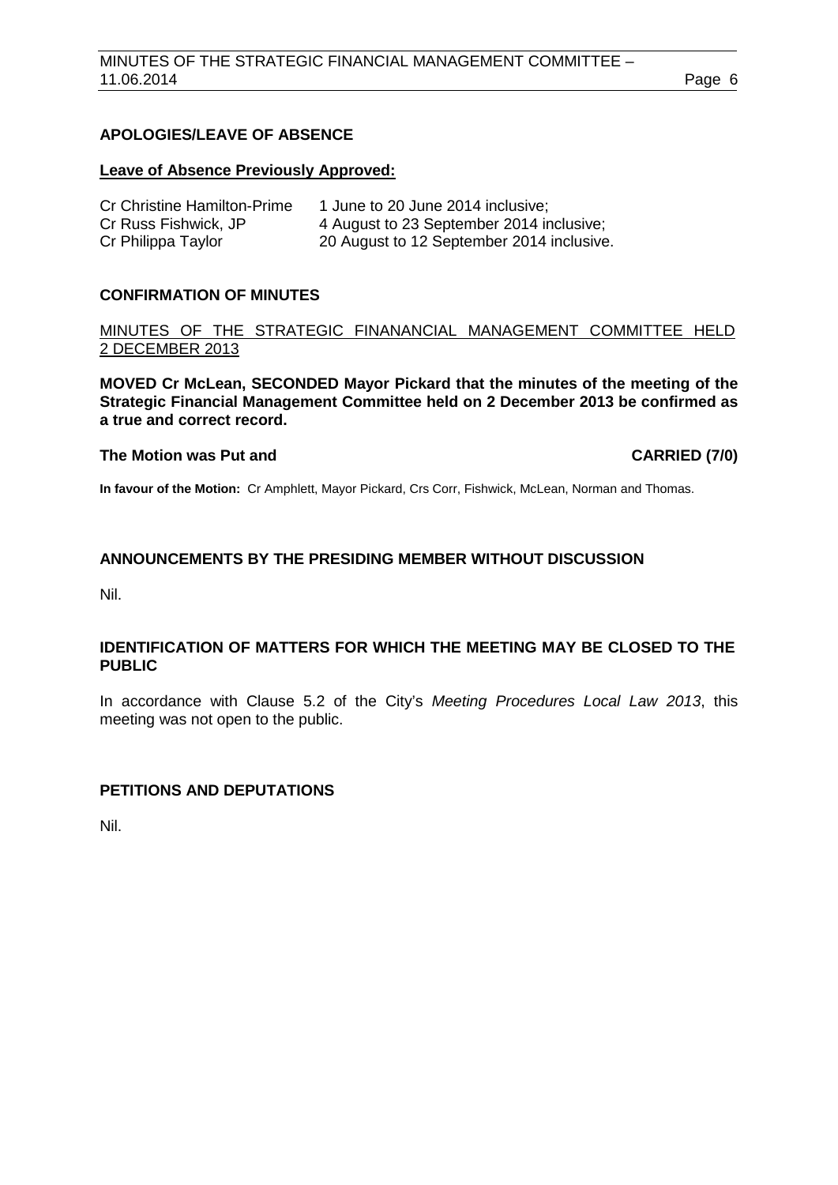## APOLOGIES/LEAVE OF ABSENCE

**Leave of Absence Previously Approved:**

| | |
|---|---|
| Cr Christine Hamilton-Prime | 1 June to 20 June 2014 inclusive; |
| Cr Russ Fishwick, JP | 4 August to 23 September 2014 inclusive; |
| Cr Philippa Taylor | 20 August to 12 September 2014 inclusive. |

## CONFIRMATION OF MINUTES

MINUTES OF THE STRATEGIC FINANANCIAL MANAGEMENT COMMITTEE HELD 2 DECEMBER 2013

**MOVED Cr McLean, SECONDED Mayor Pickard that the minutes of the meeting of the Strategic Financial Management Committee held on 2 December 2013 be confirmed as a true and correct record.**

**The Motion was Put and CARRIED (7/0)**

**In favour of the Motion:** Cr Amphlett, Mayor Pickard, Crs Corr, Fishwick, McLean, Norman and Thomas.

## ANNOUNCEMENTS BY THE PRESIDING MEMBER WITHOUT DISCUSSION

Nil.

## IDENTIFICATION OF MATTERS FOR WHICH THE MEETING MAY BE CLOSED TO THE PUBLIC

In accordance with Clause 5.2 of the City's *Meeting Procedures Local Law 2013*, this meeting was not open to the public.

## PETITIONS AND DEPUTATIONS

Nil.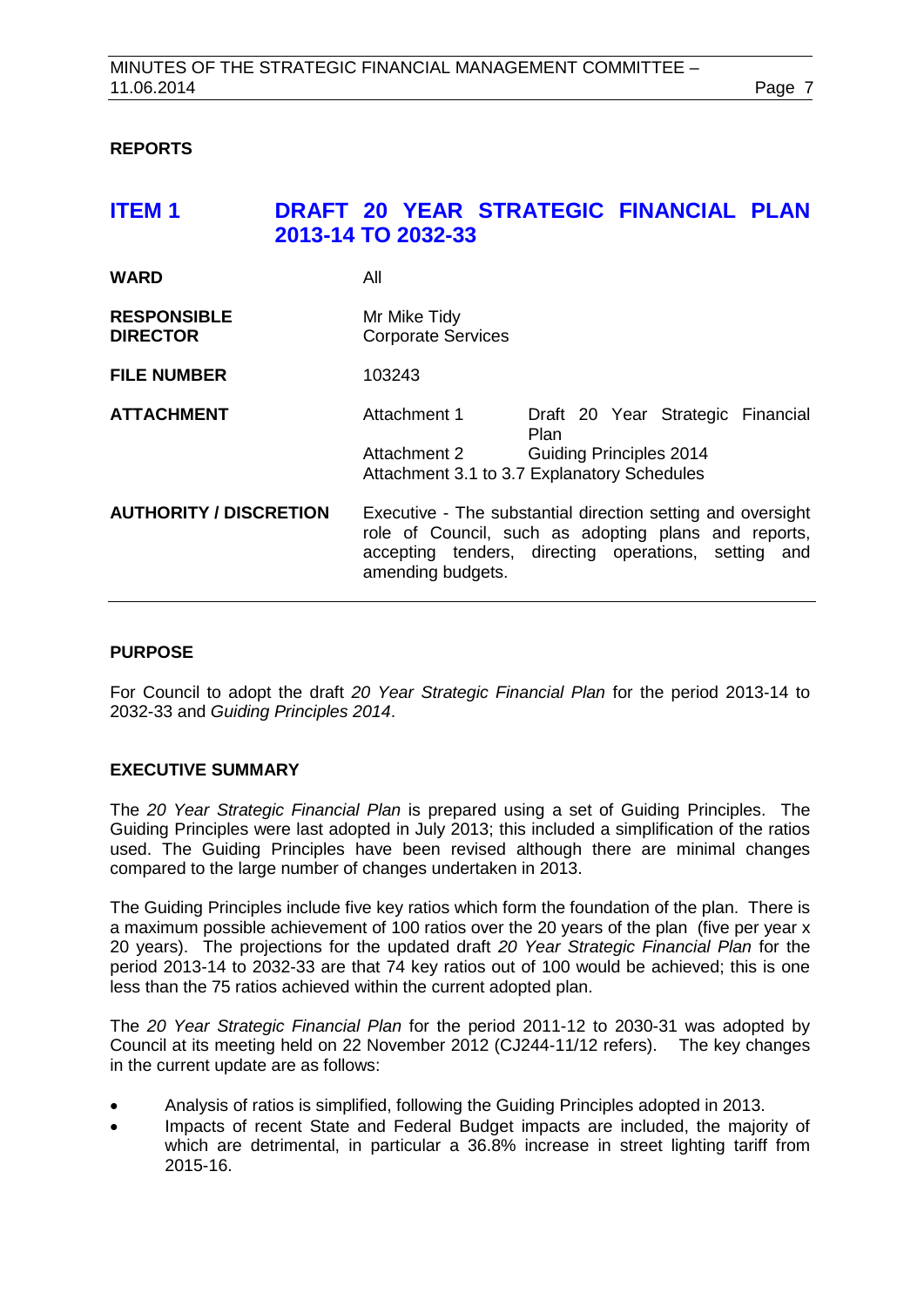## REPORTS

# ITEM 1 DRAFT 20 YEAR STRATEGIC FINANCIAL PLAN 2013-14 TO 2032-33

| | |
|---|---|
| **WARD** | All |
| **RESPONSIBLE DIRECTOR** | Mr Mike Tidy<br>Corporate Services |
| **FILE NUMBER** | 103243 |
| **ATTACHMENT** | Attachment 1 Draft 20 Year Strategic Financial Plan<br>Attachment 2 Guiding Principles 2014<br>Attachment 3.1 to 3.7 Explanatory Schedules |
| **AUTHORITY / DISCRETION** | Executive - The substantial direction setting and oversight role of Council, such as adopting plans and reports, accepting tenders, directing operations, setting and amending budgets. |

## PURPOSE

For Council to adopt the draft *20 Year Strategic Financial Plan* for the period 2013-14 to 2032-33 and *Guiding Principles 2014*.

## EXECUTIVE SUMMARY

The *20 Year Strategic Financial Plan* is prepared using a set of Guiding Principles. The Guiding Principles were last adopted in July 2013; this included a simplification of the ratios used. The Guiding Principles have been revised although there are minimal changes compared to the large number of changes undertaken in 2013.

The Guiding Principles include five key ratios which form the foundation of the plan. There is a maximum possible achievement of 100 ratios over the 20 years of the plan (five per year x 20 years). The projections for the updated draft *20 Year Strategic Financial Plan* for the period 2013-14 to 2032-33 are that 74 key ratios out of 100 would be achieved; this is one less than the 75 ratios achieved within the current adopted plan.

The *20 Year Strategic Financial Plan* for the period 2011-12 to 2030-31 was adopted by Council at its meeting held on 22 November 2012 (CJ244-11/12 refers). The key changes in the current update are as follows:

- Analysis of ratios is simplified, following the Guiding Principles adopted in 2013.
- Impacts of recent State and Federal Budget impacts are included, the majority of which are detrimental, in particular a 36.8% increase in street lighting tariff from 2015-16.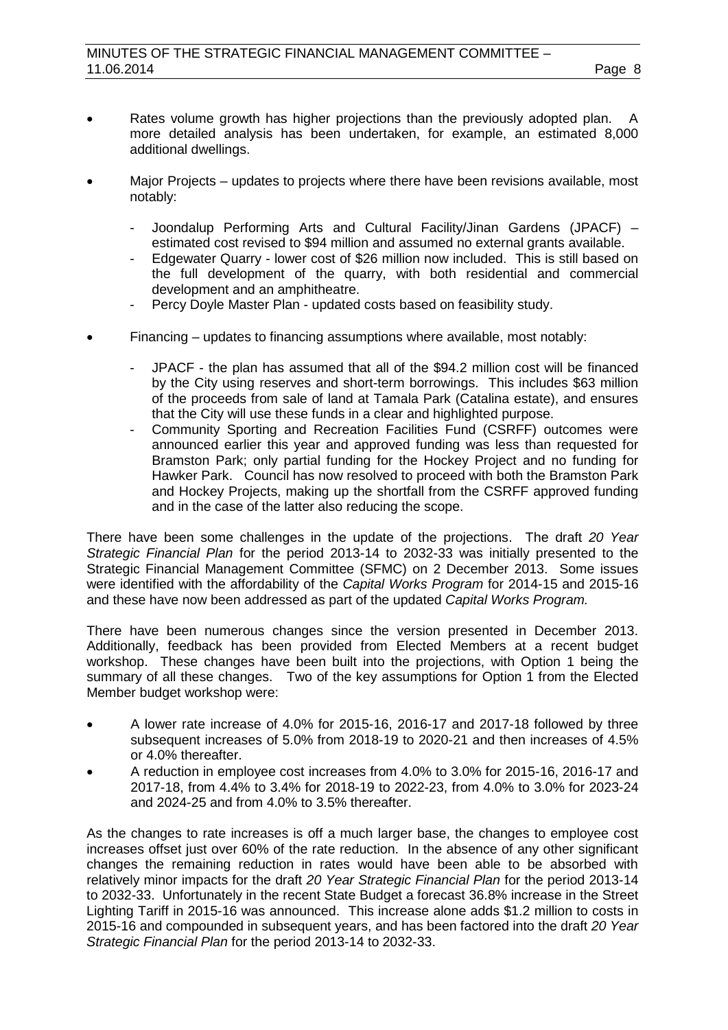- Rates volume growth has higher projections than the previously adopted plan. A more detailed analysis has been undertaken, for example, an estimated 8,000 additional dwellings.

- Major Projects – updates to projects where there have been revisions available, most notably:

  - Joondalup Performing Arts and Cultural Facility/Jinan Gardens (JPACF) – estimated cost revised to $94 million and assumed no external grants available.
  - Edgewater Quarry - lower cost of $26 million now included. This is still based on the full development of the quarry, with both residential and commercial development and an amphitheatre.
  - Percy Doyle Master Plan - updated costs based on feasibility study.

- Financing – updates to financing assumptions where available, most notably:

  - JPACF - the plan has assumed that all of the $94.2 million cost will be financed by the City using reserves and short-term borrowings. This includes $63 million of the proceeds from sale of land at Tamala Park (Catalina estate), and ensures that the City will use these funds in a clear and highlighted purpose.
  - Community Sporting and Recreation Facilities Fund (CSRFF) outcomes were announced earlier this year and approved funding was less than requested for Bramston Park; only partial funding for the Hockey Project and no funding for Hawker Park. Council has now resolved to proceed with both the Bramston Park and Hockey Projects, making up the shortfall from the CSRFF approved funding and in the case of the latter also reducing the scope.

There have been some challenges in the update of the projections. The draft *20 Year Strategic Financial Plan* for the period 2013-14 to 2032-33 was initially presented to the Strategic Financial Management Committee (SFMC) on 2 December 2013. Some issues were identified with the affordability of the *Capital Works Program* for 2014-15 and 2015-16 and these have now been addressed as part of the updated *Capital Works Program.*

There have been numerous changes since the version presented in December 2013. Additionally, feedback has been provided from Elected Members at a recent budget workshop. These changes have been built into the projections, with Option 1 being the summary of all these changes. Two of the key assumptions for Option 1 from the Elected Member budget workshop were:

- A lower rate increase of 4.0% for 2015-16, 2016-17 and 2017-18 followed by three subsequent increases of 5.0% from 2018-19 to 2020-21 and then increases of 4.5% or 4.0% thereafter.
- A reduction in employee cost increases from 4.0% to 3.0% for 2015-16, 2016-17 and 2017-18, from 4.4% to 3.4% for 2018-19 to 2022-23, from 4.0% to 3.0% for 2023-24 and 2024-25 and from 4.0% to 3.5% thereafter.

As the changes to rate increases is off a much larger base, the changes to employee cost increases offset just over 60% of the rate reduction. In the absence of any other significant changes the remaining reduction in rates would have been able to be absorbed with relatively minor impacts for the draft *20 Year Strategic Financial Plan* for the period 2013-14 to 2032-33. Unfortunately in the recent State Budget a forecast 36.8% increase in the Street Lighting Tariff in 2015-16 was announced. This increase alone adds $1.2 million to costs in 2015-16 and compounded in subsequent years, and has been factored into the draft *20 Year Strategic Financial Plan* for the period 2013-14 to 2032-33.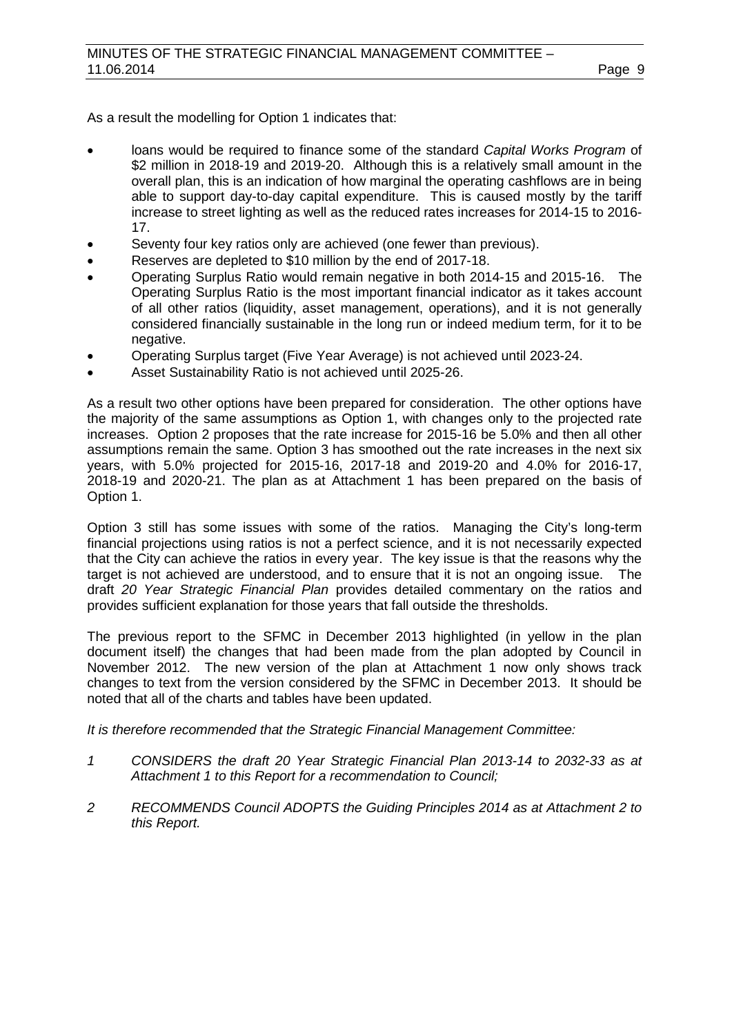As a result the modelling for Option 1 indicates that:

- loans would be required to finance some of the standard *Capital Works Program* of $2 million in 2018-19 and 2019-20. Although this is a relatively small amount in the overall plan, this is an indication of how marginal the operating cashflows are in being able to support day-to-day capital expenditure. This is caused mostly by the tariff increase to street lighting as well as the reduced rates increases for 2014-15 to 2016-17.
- Seventy four key ratios only are achieved (one fewer than previous).
- Reserves are depleted to $10 million by the end of 2017-18.
- Operating Surplus Ratio would remain negative in both 2014-15 and 2015-16. The Operating Surplus Ratio is the most important financial indicator as it takes account of all other ratios (liquidity, asset management, operations), and it is not generally considered financially sustainable in the long run or indeed medium term, for it to be negative.
- Operating Surplus target (Five Year Average) is not achieved until 2023-24.
- Asset Sustainability Ratio is not achieved until 2025-26.

As a result two other options have been prepared for consideration. The other options have the majority of the same assumptions as Option 1, with changes only to the projected rate increases. Option 2 proposes that the rate increase for 2015-16 be 5.0% and then all other assumptions remain the same. Option 3 has smoothed out the rate increases in the next six years, with 5.0% projected for 2015-16, 2017-18 and 2019-20 and 4.0% for 2016-17, 2018-19 and 2020-21. The plan as at Attachment 1 has been prepared on the basis of Option 1.

Option 3 still has some issues with some of the ratios. Managing the City's long-term financial projections using ratios is not a perfect science, and it is not necessarily expected that the City can achieve the ratios in every year. The key issue is that the reasons why the target is not achieved are understood, and to ensure that it is not an ongoing issue. The draft *20 Year Strategic Financial Plan* provides detailed commentary on the ratios and provides sufficient explanation for those years that fall outside the thresholds.

The previous report to the SFMC in December 2013 highlighted (in yellow in the plan document itself) the changes that had been made from the plan adopted by Council in November 2012. The new version of the plan at Attachment 1 now only shows track changes to text from the version considered by the SFMC in December 2013. It should be noted that all of the charts and tables have been updated.

*It is therefore recommended that the Strategic Financial Management Committee:*

*1 CONSIDERS the draft 20 Year Strategic Financial Plan 2013-14 to 2032-33 as at Attachment 1 to this Report for a recommendation to Council;*

*2 RECOMMENDS Council ADOPTS the Guiding Principles 2014 as at Attachment 2 to this Report.*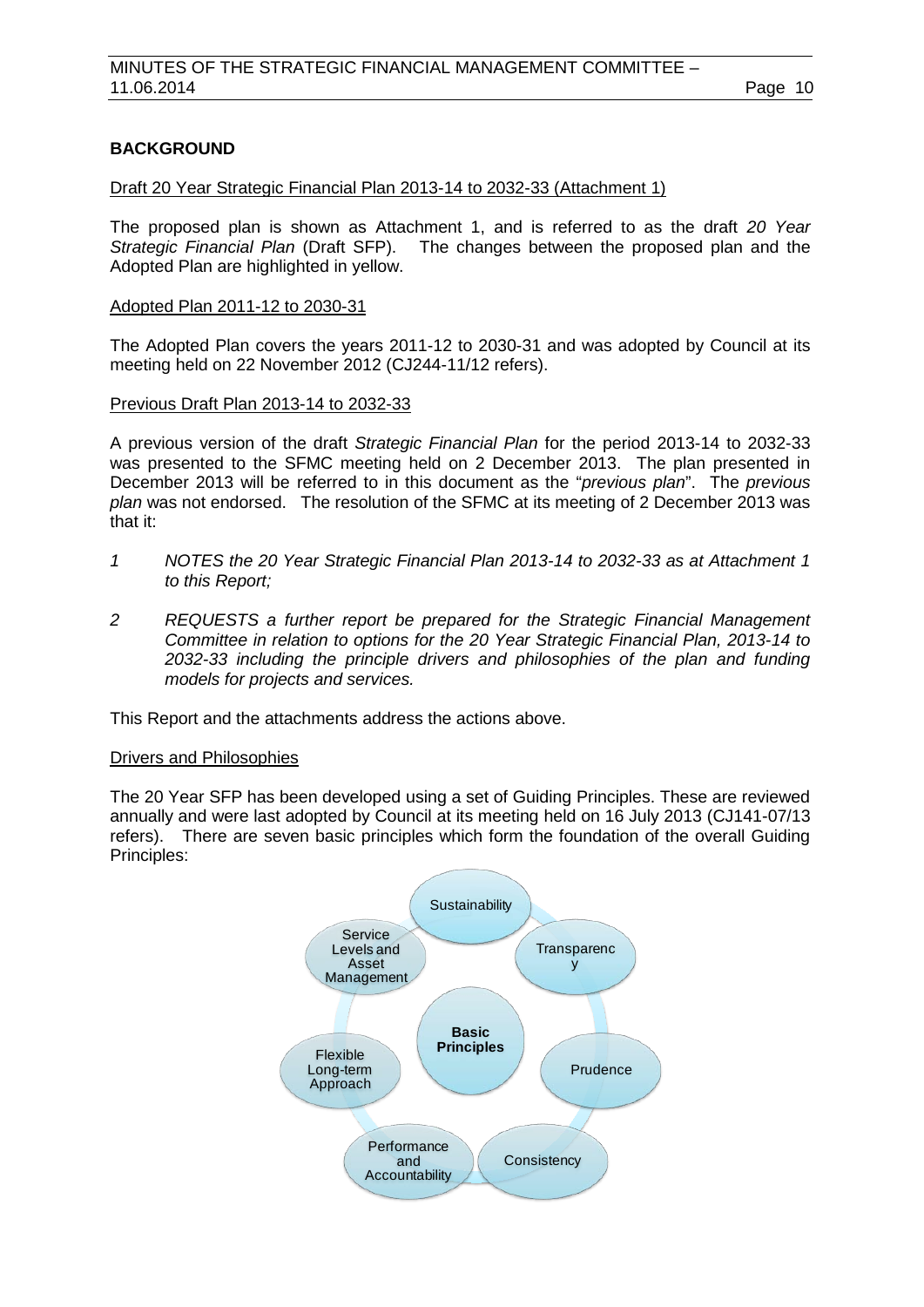**BACKGROUND**

Draft 20 Year Strategic Financial Plan 2013-14 to 2032-33 (Attachment 1)

The proposed plan is shown as Attachment 1, and is referred to as the draft *20 Year Strategic Financial Plan* (Draft SFP). The changes between the proposed plan and the Adopted Plan are highlighted in yellow.

Adopted Plan 2011-12 to 2030-31

The Adopted Plan covers the years 2011-12 to 2030-31 and was adopted by Council at its meeting held on 22 November 2012 (CJ244-11/12 refers).

Previous Draft Plan 2013-14 to 2032-33

A previous version of the draft *Strategic Financial Plan* for the period 2013-14 to 2032-33 was presented to the SFMC meeting held on 2 December 2013. The plan presented in December 2013 will be referred to in this document as the "*previous plan*". The *previous plan* was not endorsed. The resolution of the SFMC at its meeting of 2 December 2013 was that it:

1. *NOTES the 20 Year Strategic Financial Plan 2013-14 to 2032-33 as at Attachment 1 to this Report;*
2. *REQUESTS a further report be prepared for the Strategic Financial Management Committee in relation to options for the 20 Year Strategic Financial Plan, 2013-14 to 2032-33 including the principle drivers and philosophies of the plan and funding models for projects and services.*

This Report and the attachments address the actions above.

Drivers and Philosophies

The 20 Year SFP has been developed using a set of Guiding Principles. These are reviewed annually and were last adopted by Council at its meeting held on 16 July 2013 (CJ141-07/13 refers). There are seven basic principles which form the foundation of the overall Guiding Principles:

Basic Principles

- Sustainability
- Transparency
- Prudence
- Consistency
- Performance and Accountability
- Flexible Long-term Approach
- Service Levels and Asset Management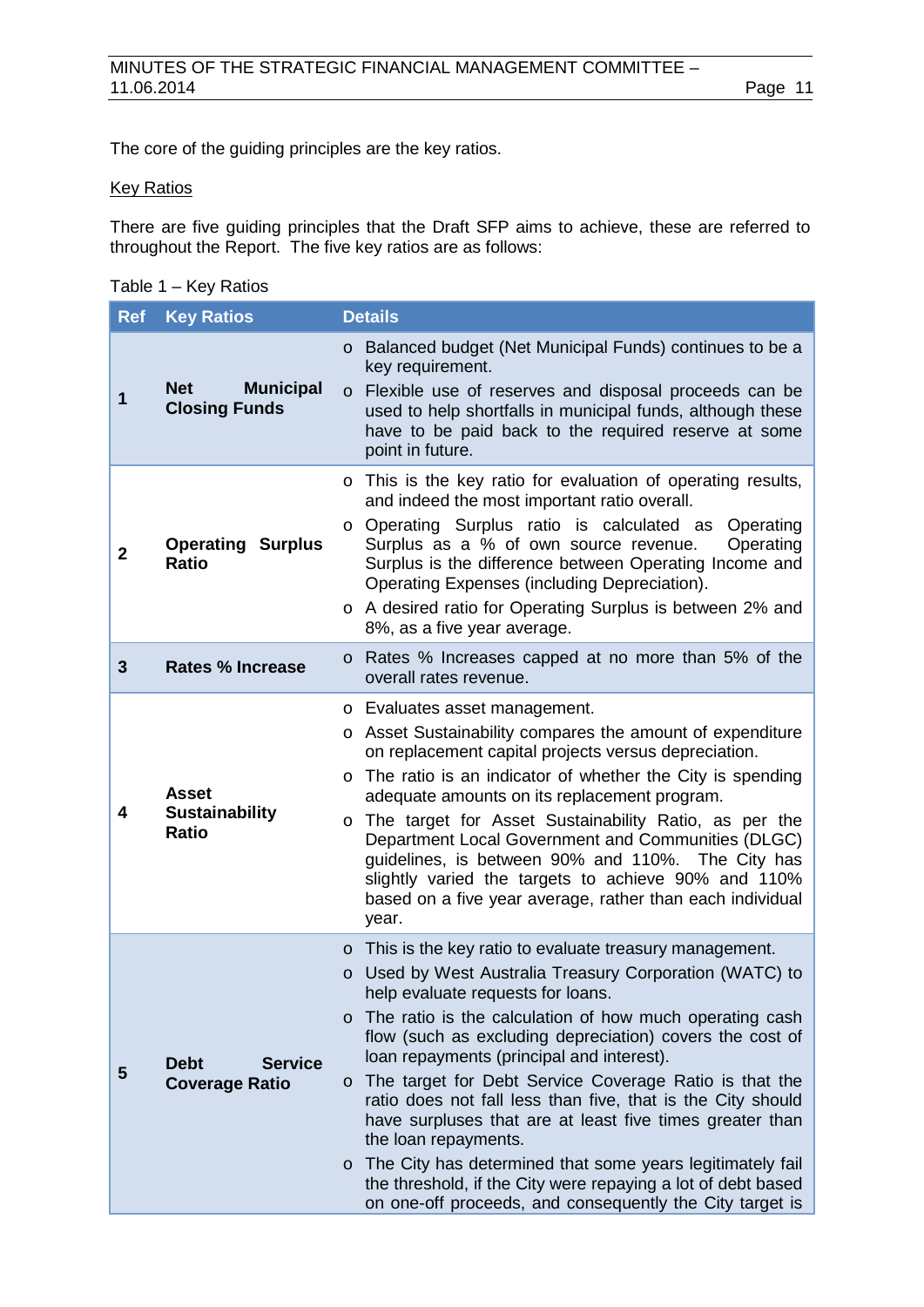The core of the guiding principles are the key ratios.

<u>Key Ratios</u>

There are five guiding principles that the Draft SFP aims to achieve, these are referred to throughout the Report. The five key ratios are as follows:

Table 1 – Key Ratios

| Ref | Key Ratios | Details |
|---|---|---|
| 1 | **Net Municipal Closing Funds** | o Balanced budget (Net Municipal Funds) continues to be a key requirement.<br>o Flexible use of reserves and disposal proceeds can be used to help shortfalls in municipal funds, although these have to be paid back to the required reserve at some point in future. |
| 2 | **Operating Surplus Ratio** | o This is the key ratio for evaluation of operating results, and indeed the most important ratio overall.<br>o Operating Surplus ratio is calculated as Operating Surplus as a % of own source revenue. Operating Surplus is the difference between Operating Income and Operating Expenses (including Depreciation).<br>o A desired ratio for Operating Surplus is between 2% and 8%, as a five year average. |
| 3 | **Rates % Increase** | o Rates % Increases capped at no more than 5% of the overall rates revenue. |
| 4 | **Asset Sustainability Ratio** | o Evaluates asset management.<br>o Asset Sustainability compares the amount of expenditure on replacement capital projects versus depreciation.<br>o The ratio is an indicator of whether the City is spending adequate amounts on its replacement program.<br>o The target for Asset Sustainability Ratio, as per the Department Local Government and Communities (DLGC) guidelines, is between 90% and 110%. The City has slightly varied the targets to achieve 90% and 110% based on a five year average, rather than each individual year. |
| 5 | **Debt Service Coverage Ratio** | o This is the key ratio to evaluate treasury management.<br>o Used by West Australia Treasury Corporation (WATC) to help evaluate requests for loans.<br>o The ratio is the calculation of how much operating cash flow (such as excluding depreciation) covers the cost of loan repayments (principal and interest).<br>o The target for Debt Service Coverage Ratio is that the ratio does not fall less than five, that is the City should have surpluses that are at least five times greater than the loan repayments.<br>o The City has determined that some years legitimately fail the threshold, if the City were repaying a lot of debt based on one-off proceeds, and consequently the City target is |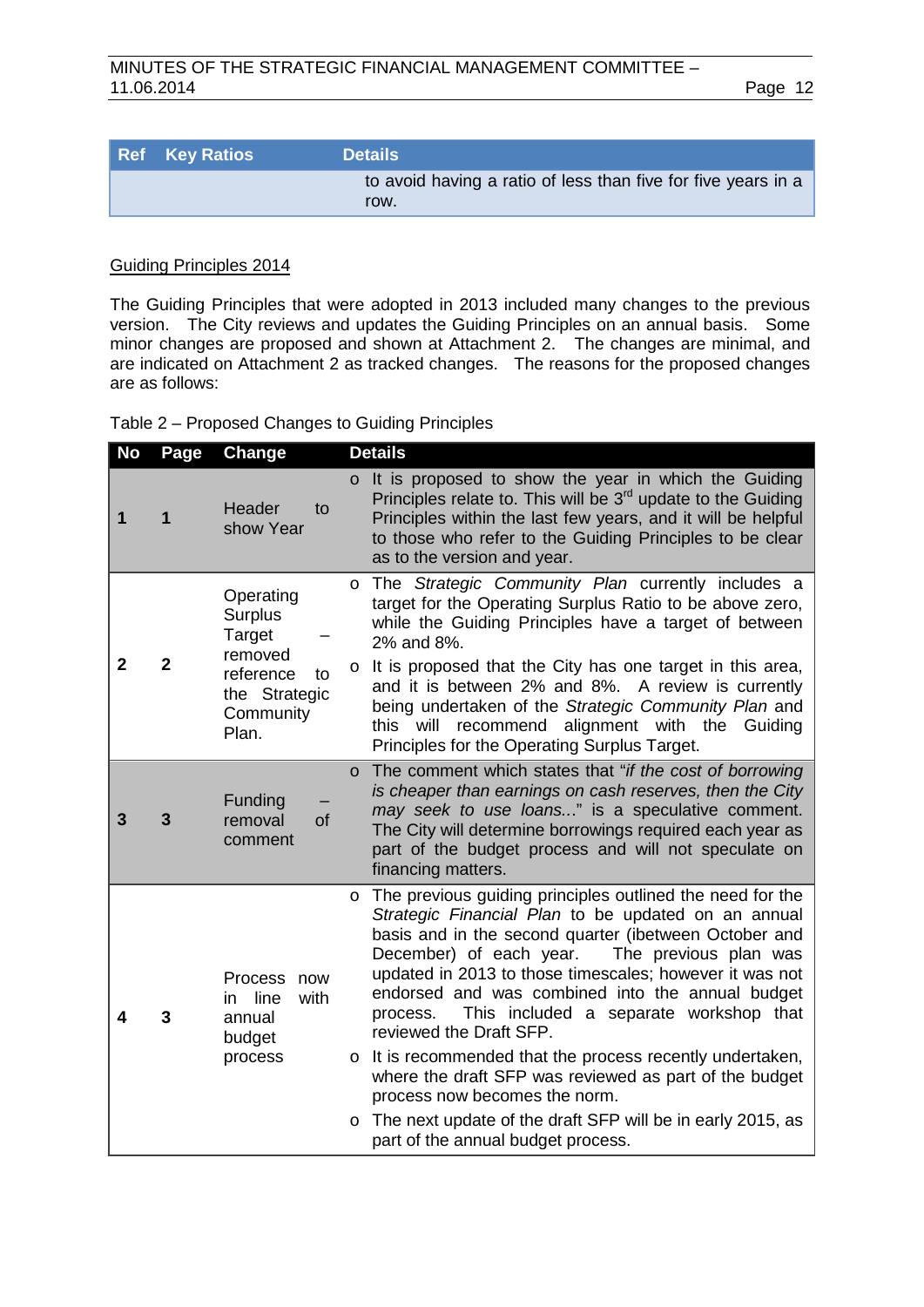| Ref | Key Ratios | Details |
|---|---|---|
| | | to avoid having a ratio of less than five for five years in a row. |

Guiding Principles 2014

The Guiding Principles that were adopted in 2013 included many changes to the previous version. The City reviews and updates the Guiding Principles on an annual basis. Some minor changes are proposed and shown at Attachment 2. The changes are minimal, and are indicated on Attachment 2 as tracked changes. The reasons for the proposed changes are as follows:

Table 2 – Proposed Changes to Guiding Principles

| No | Page | Change | Details |
|---|---|---|---|
| **1** | **1** | Header to show Year | o It is proposed to show the year in which the Guiding Principles relate to. This will be 3rd update to the Guiding Principles within the last few years, and it will be helpful to those who refer to the Guiding Principles to be clear as to the version and year. |
| **2** | **2** | Operating Surplus Target – removed reference to the Strategic Community Plan. | o The *Strategic Community Plan* currently includes a target for the Operating Surplus Ratio to be above zero, while the Guiding Principles have a target of between 2% and 8%.<br>o It is proposed that the City has one target in this area, and it is between 2% and 8%. A review is currently being undertaken of the *Strategic Community Plan* and this will recommend alignment with the Guiding Principles for the Operating Surplus Target. |
| **3** | **3** | Funding – removal of comment | o The comment which states that "*if the cost of borrowing is cheaper than earnings on cash reserves, then the City may seek to use loans...*" is a speculative comment. The City will determine borrowings required each year as part of the budget process and will not speculate on financing matters. |
| **4** | **3** | Process now in line with annual budget process | o The previous guiding principles outlined the need for the *Strategic Financial Plan* to be updated on an annual basis and in the second quarter (ibetween October and December) of each year. The previous plan was updated in 2013 to those timescales; however it was not endorsed and was combined into the annual budget process. This included a separate workshop that reviewed the Draft SFP.<br>o It is recommended that the process recently undertaken, where the draft SFP was reviewed as part of the budget process now becomes the norm.<br>o The next update of the draft SFP will be in early 2015, as part of the annual budget process. |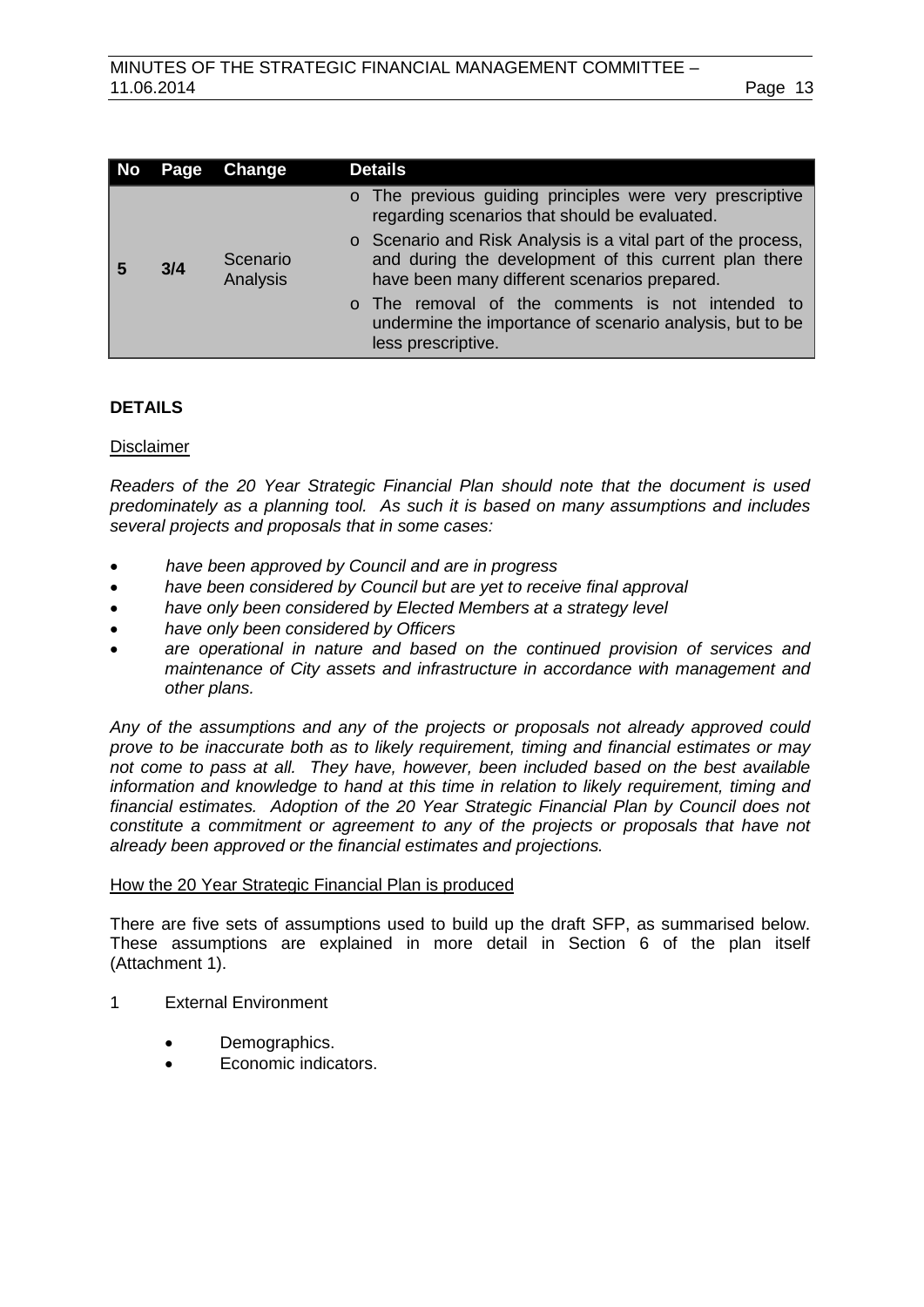| No | Page | Change | Details |
|---|---|---|---|
| 5 | 3/4 | Scenario Analysis | o The previous guiding principles were very prescriptive regarding scenarios that should be evaluated.<br>o Scenario and Risk Analysis is a vital part of the process, and during the development of this current plan there have been many different scenarios prepared.<br>o The removal of the comments is not intended to undermine the importance of scenario analysis, but to be less prescriptive. |

**DETAILS**

Disclaimer

*Readers of the 20 Year Strategic Financial Plan should note that the document is used predominately as a planning tool. As such it is based on many assumptions and includes several projects and proposals that in some cases:*

- *have been approved by Council and are in progress*
- *have been considered by Council but are yet to receive final approval*
- *have only been considered by Elected Members at a strategy level*
- *have only been considered by Officers*
- *are operational in nature and based on the continued provision of services and maintenance of City assets and infrastructure in accordance with management and other plans.*

*Any of the assumptions and any of the projects or proposals not already approved could prove to be inaccurate both as to likely requirement, timing and financial estimates or may not come to pass at all. They have, however, been included based on the best available information and knowledge to hand at this time in relation to likely requirement, timing and financial estimates. Adoption of the 20 Year Strategic Financial Plan by Council does not constitute a commitment or agreement to any of the projects or proposals that have not already been approved or the financial estimates and projections.*

How the 20 Year Strategic Financial Plan is produced

There are five sets of assumptions used to build up the draft SFP, as summarised below. These assumptions are explained in more detail in Section 6 of the plan itself (Attachment 1).

1 External Environment

- Demographics.
- Economic indicators.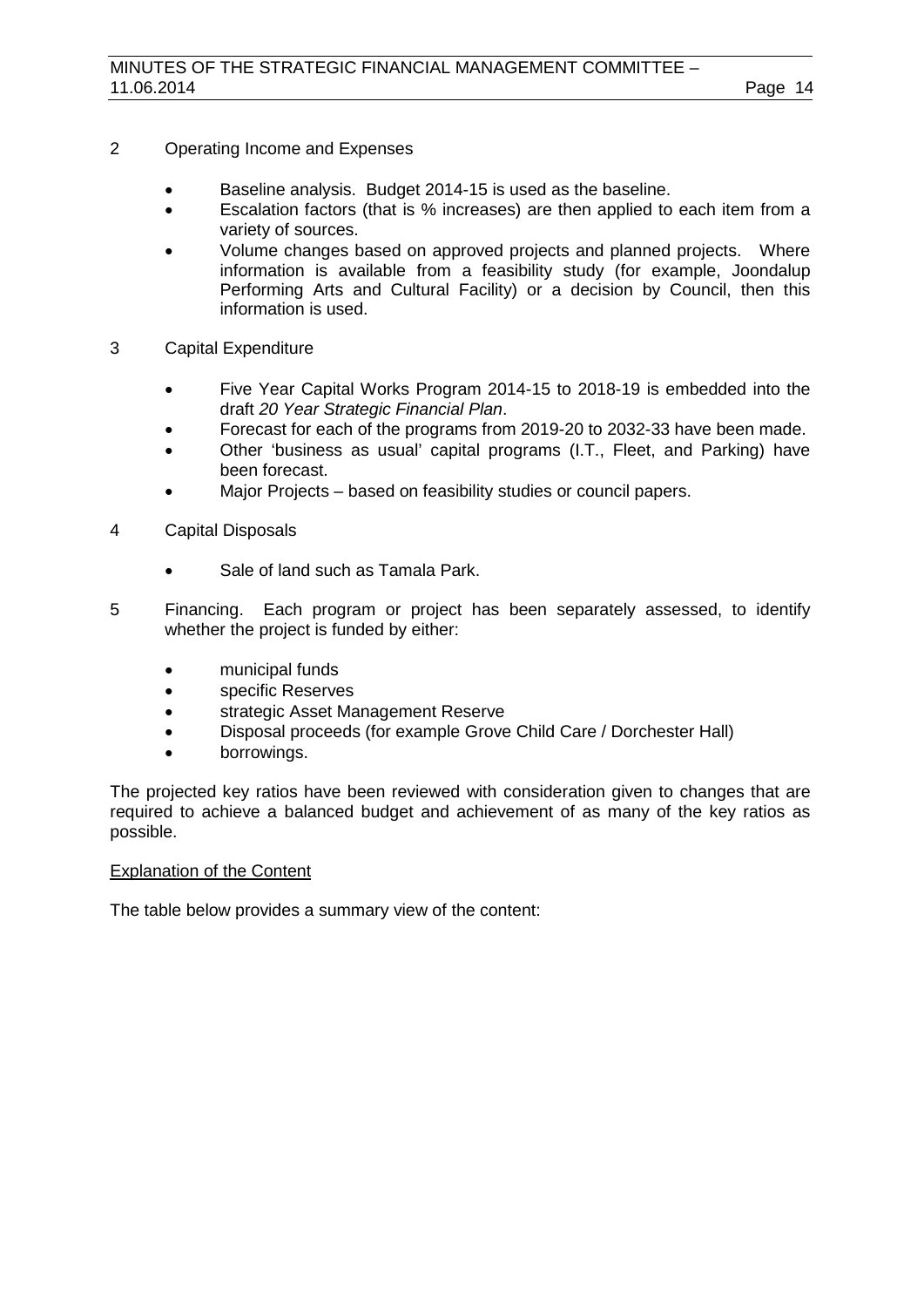2 Operating Income and Expenses

- Baseline analysis. Budget 2014-15 is used as the baseline.
- Escalation factors (that is % increases) are then applied to each item from a variety of sources.
- Volume changes based on approved projects and planned projects. Where information is available from a feasibility study (for example, Joondalup Performing Arts and Cultural Facility) or a decision by Council, then this information is used.

3 Capital Expenditure

- Five Year Capital Works Program 2014-15 to 2018-19 is embedded into the draft *20 Year Strategic Financial Plan*.
- Forecast for each of the programs from 2019-20 to 2032-33 have been made.
- Other 'business as usual' capital programs (I.T., Fleet, and Parking) have been forecast.
- Major Projects – based on feasibility studies or council papers.

4 Capital Disposals

- Sale of land such as Tamala Park.

5 Financing. Each program or project has been separately assessed, to identify whether the project is funded by either:

- municipal funds
- specific Reserves
- strategic Asset Management Reserve
- Disposal proceeds (for example Grove Child Care / Dorchester Hall)
- borrowings.

The projected key ratios have been reviewed with consideration given to changes that are required to achieve a balanced budget and achievement of as many of the key ratios as possible.

Explanation of the Content

The table below provides a summary view of the content: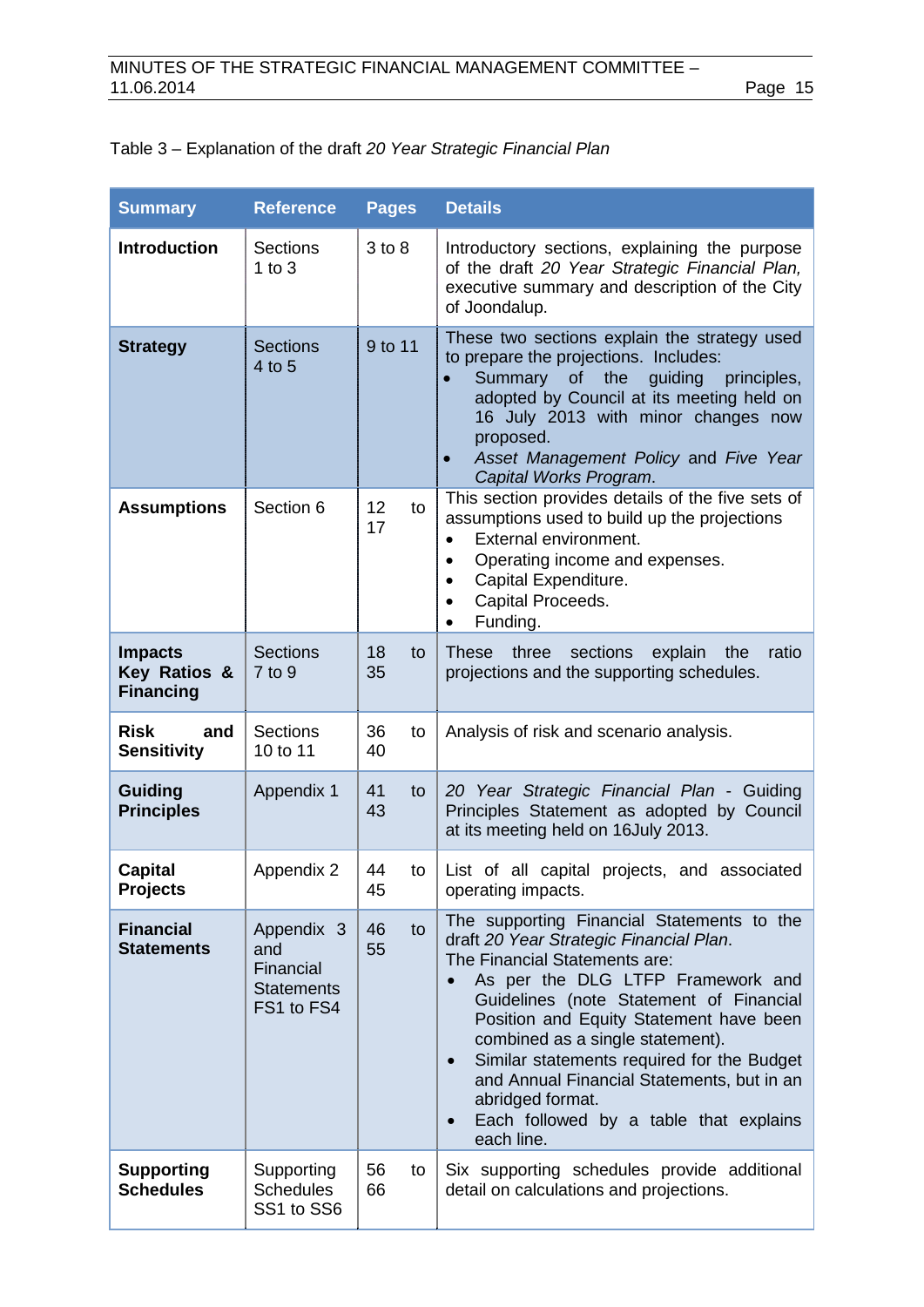Table 3 – Explanation of the draft *20 Year Strategic Financial Plan*

| Summary | Reference | Pages | Details |
|---|---|---|---|
| **Introduction** | Sections 1 to 3 | 3 to 8 | Introductory sections, explaining the purpose of the draft *20 Year Strategic Financial Plan,* executive summary and description of the City of Joondalup. |
| **Strategy** | Sections 4 to 5 | 9 to 11 | These two sections explain the strategy used to prepare the projections. Includes: <br>• Summary of the guiding principles, adopted by Council at its meeting held on 16 July 2013 with minor changes now proposed. <br>• *Asset Management Policy* and *Five Year Capital Works Program*. |
| **Assumptions** | Section 6 | 12 to 17 | This section provides details of the five sets of assumptions used to build up the projections <br>• External environment. <br>• Operating income and expenses. <br>• Capital Expenditure. <br>• Capital Proceeds. <br>• Funding. |
| **Impacts Key Ratios & Financing** | Sections 7 to 9 | 18 to 35 | These three sections explain the ratio projections and the supporting schedules. |
| **Risk and Sensitivity** | Sections 10 to 11 | 36 to 40 | Analysis of risk and scenario analysis. |
| **Guiding Principles** | Appendix 1 | 41 to 43 | *20 Year Strategic Financial Plan* - Guiding Principles Statement as adopted by Council at its meeting held on 16July 2013. |
| **Capital Projects** | Appendix 2 | 44 to 45 | List of all capital projects, and associated operating impacts. |
| **Financial Statements** | Appendix 3 and Financial Statements FS1 to FS4 | 46 to 55 | The supporting Financial Statements to the draft *20 Year Strategic Financial Plan*. <br>The Financial Statements are: <br>• As per the DLG LTFP Framework and Guidelines (note Statement of Financial Position and Equity Statement have been combined as a single statement). <br>• Similar statements required for the Budget and Annual Financial Statements, but in an abridged format. <br>• Each followed by a table that explains each line. |
| **Supporting Schedules** | Supporting Schedules SS1 to SS6 | 56 to 66 | Six supporting schedules provide additional detail on calculations and projections. |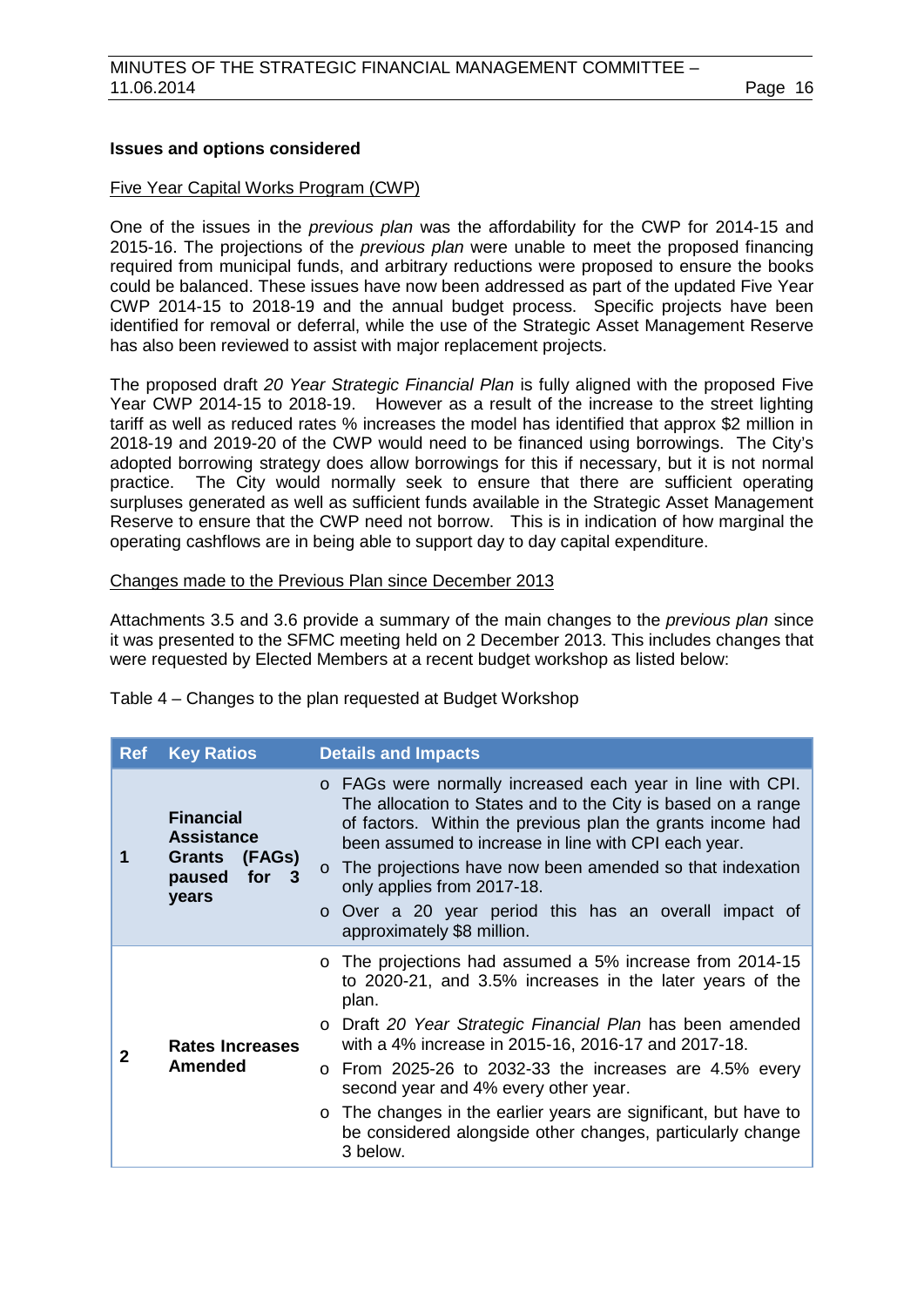**Issues and options considered**

Five Year Capital Works Program (CWP)

One of the issues in the *previous plan* was the affordability for the CWP for 2014-15 and 2015-16. The projections of the *previous plan* were unable to meet the proposed financing required from municipal funds, and arbitrary reductions were proposed to ensure the books could be balanced. These issues have now been addressed as part of the updated Five Year CWP 2014-15 to 2018-19 and the annual budget process. Specific projects have been identified for removal or deferral, while the use of the Strategic Asset Management Reserve has also been reviewed to assist with major replacement projects.

The proposed draft *20 Year Strategic Financial Plan* is fully aligned with the proposed Five Year CWP 2014-15 to 2018-19. However as a result of the increase to the street lighting tariff as well as reduced rates % increases the model has identified that approx $2 million in 2018-19 and 2019-20 of the CWP would need to be financed using borrowings. The City's adopted borrowing strategy does allow borrowings for this if necessary, but it is not normal practice. The City would normally seek to ensure that there are sufficient operating surpluses generated as well as sufficient funds available in the Strategic Asset Management Reserve to ensure that the CWP need not borrow. This is in indication of how marginal the operating cashflows are in being able to support day to day capital expenditure.

Changes made to the Previous Plan since December 2013

Attachments 3.5 and 3.6 provide a summary of the main changes to the *previous plan* since it was presented to the SFMC meeting held on 2 December 2013. This includes changes that were requested by Elected Members at a recent budget workshop as listed below:

Table 4 – Changes to the plan requested at Budget Workshop

| Ref | Key Ratios | Details and Impacts |
|---|---|---|
| 1 | **Financial Assistance Grants (FAGs) paused for 3 years** | o FAGs were normally increased each year in line with CPI. The allocation to States and to the City is based on a range of factors. Within the previous plan the grants income had been assumed to increase in line with CPI each year.<br>o The projections have now been amended so that indexation only applies from 2017-18.<br>o Over a 20 year period this has an overall impact of approximately $8 million. |
| 2 | **Rates Increases Amended** | o The projections had assumed a 5% increase from 2014-15 to 2020-21, and 3.5% increases in the later years of the plan.<br>o Draft *20 Year Strategic Financial Plan* has been amended with a 4% increase in 2015-16, 2016-17 and 2017-18.<br>o From 2025-26 to 2032-33 the increases are 4.5% every second year and 4% every other year.<br>o The changes in the earlier years are significant, but have to be considered alongside other changes, particularly change 3 below. |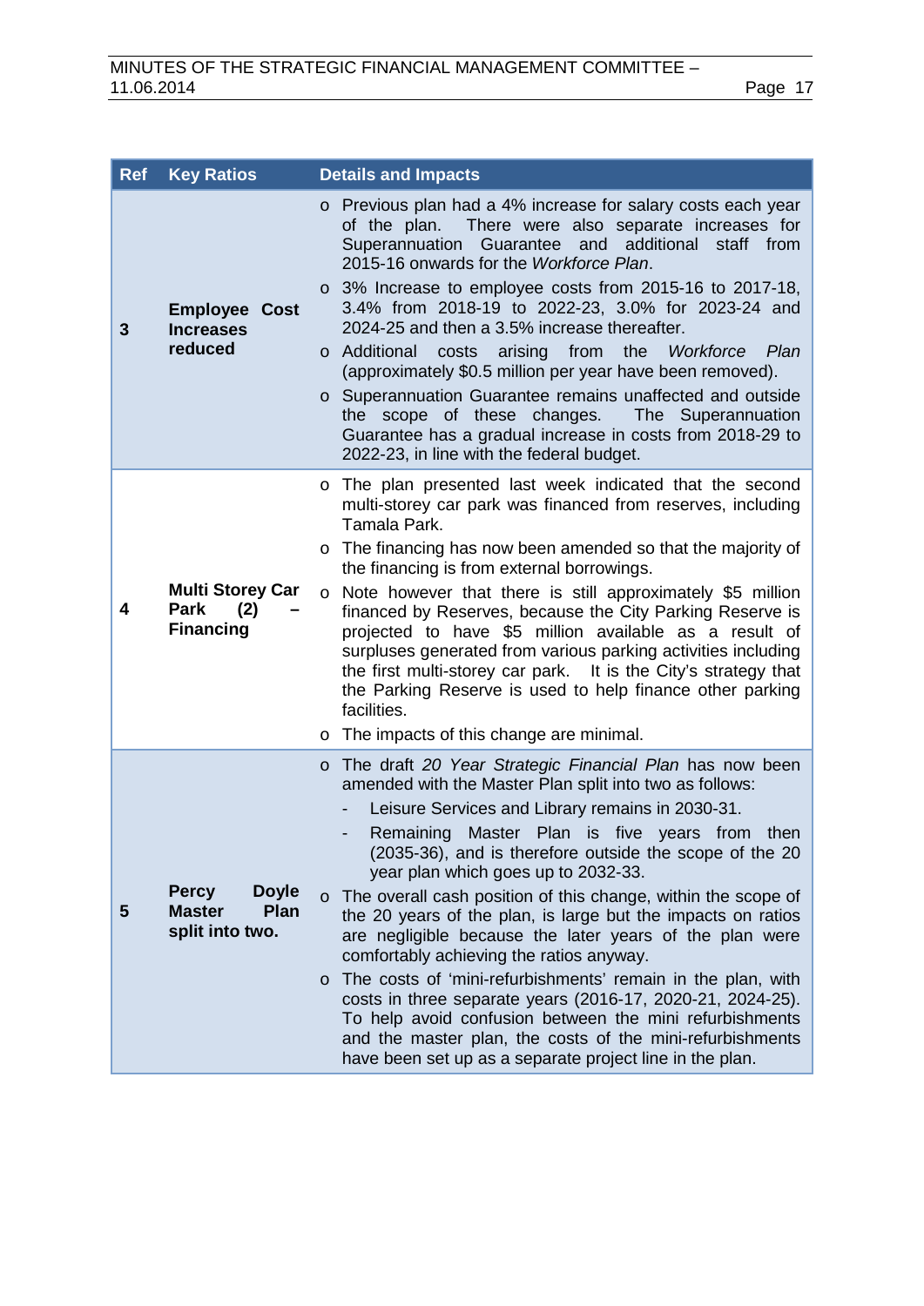| Ref | Key Ratios | Details and Impacts |
|---|---|---|
| 3 | **Employee Cost Increases reduced** | o Previous plan had a 4% increase for salary costs each year of the plan. There were also separate increases for Superannuation Guarantee and additional staff from 2015-16 onwards for the *Workforce Plan*.<br>o 3% Increase to employee costs from 2015-16 to 2017-18, 3.4% from 2018-19 to 2022-23, 3.0% for 2023-24 and 2024-25 and then a 3.5% increase thereafter.<br>o Additional costs arising from the *Workforce Plan* (approximately $0.5 million per year have been removed).<br>o Superannuation Guarantee remains unaffected and outside the scope of these changes. The Superannuation Guarantee has a gradual increase in costs from 2018-29 to 2022-23, in line with the federal budget. |
| 4 | **Multi Storey Car Park (2) – Financing** | o The plan presented last week indicated that the second multi-storey car park was financed from reserves, including Tamala Park.<br>o The financing has now been amended so that the majority of the financing is from external borrowings.<br>o Note however that there is still approximately $5 million financed by Reserves, because the City Parking Reserve is projected to have $5 million available as a result of surpluses generated from various parking activities including the first multi-storey car park. It is the City's strategy that the Parking Reserve is used to help finance other parking facilities.<br>o The impacts of this change are minimal. |
| 5 | **Percy Doyle Master Plan split into two.** | o The draft *20 Year Strategic Financial Plan* has now been amended with the Master Plan split into two as follows:<br>- Leisure Services and Library remains in 2030-31.<br>- Remaining Master Plan is five years from then (2035-36), and is therefore outside the scope of the 20 year plan which goes up to 2032-33.<br>o The overall cash position of this change, within the scope of the 20 years of the plan, is large but the impacts on ratios are negligible because the later years of the plan were comfortably achieving the ratios anyway.<br>o The costs of 'mini-refurbishments' remain in the plan, with costs in three separate years (2016-17, 2020-21, 2024-25). To help avoid confusion between the mini refurbishments and the master plan, the costs of the mini-refurbishments have been set up as a separate project line in the plan. |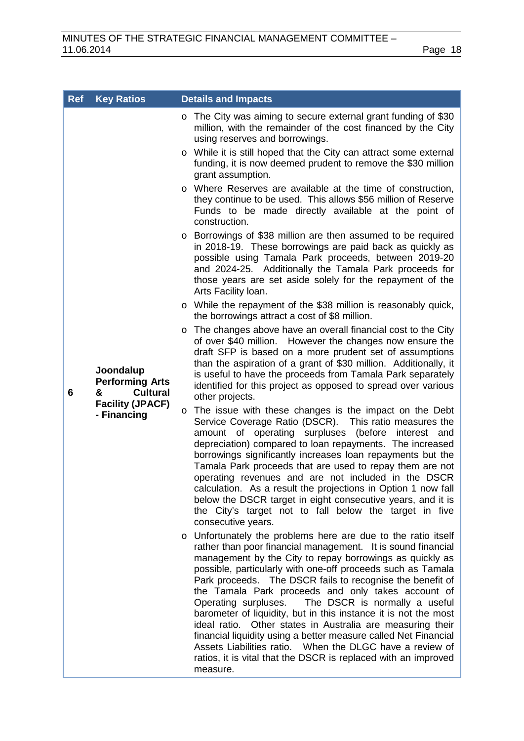| Ref | Key Ratios | Details and Impacts |
|---|---|---|
| 6 | **Joondalup Performing Arts & Cultural Facility (JPACF) - Financing** | o The City was aiming to secure external grant funding of $30 million, with the remainder of the cost financed by the City using reserves and borrowings.<br>o While it is still hoped that the City can attract some external funding, it is now deemed prudent to remove the $30 million grant assumption.<br>o Where Reserves are available at the time of construction, they continue to be used. This allows $56 million of Reserve Funds to be made directly available at the point of construction.<br>o Borrowings of $38 million are then assumed to be required in 2018-19. These borrowings are paid back as quickly as possible using Tamala Park proceeds, between 2019-20 and 2024-25. Additionally the Tamala Park proceeds for those years are set aside solely for the repayment of the Arts Facility loan.<br>o While the repayment of the $38 million is reasonably quick, the borrowings attract a cost of $8 million.<br>o The changes above have an overall financial cost to the City of over $40 million. However the changes now ensure the draft SFP is based on a more prudent set of assumptions than the aspiration of a grant of $30 million. Additionally, it is useful to have the proceeds from Tamala Park separately identified for this project as opposed to spread over various other projects.<br>o The issue with these changes is the impact on the Debt Service Coverage Ratio (DSCR). This ratio measures the amount of operating surpluses (before interest and depreciation) compared to loan repayments. The increased borrowings significantly increases loan repayments but the Tamala Park proceeds that are used to repay them are not operating revenues and are not included in the DSCR calculation. As a result the projections in Option 1 now fall below the DSCR target in eight consecutive years, and it is the City's target not to fall below the target in five consecutive years.<br>o Unfortunately the problems here are due to the ratio itself rather than poor financial management. It is sound financial management by the City to repay borrowings as quickly as possible, particularly with one-off proceeds such as Tamala Park proceeds. The DSCR fails to recognise the benefit of the Tamala Park proceeds and only takes account of Operating surpluses. The DSCR is normally a useful barometer of liquidity, but in this instance it is not the most ideal ratio. Other states in Australia are measuring their financial liquidity using a better measure called Net Financial Assets Liabilities ratio. When the DLGC have a review of ratios, it is vital that the DSCR is replaced with an improved measure. |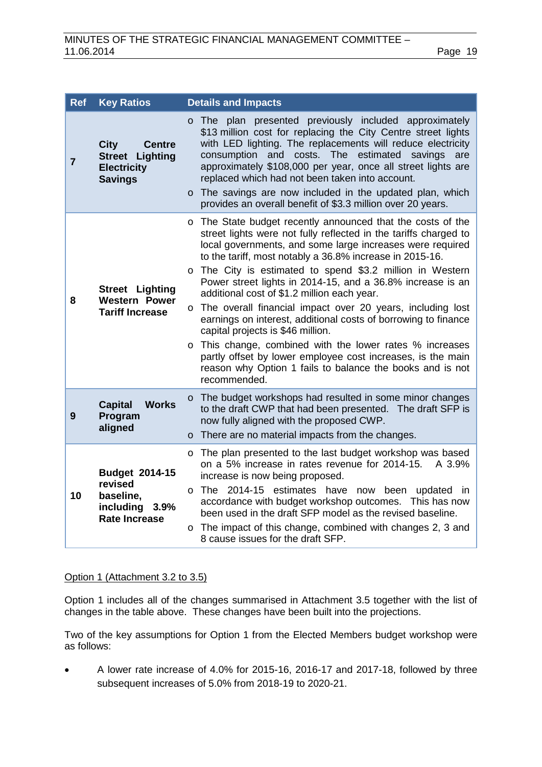| Ref | Key Ratios | Details and Impacts |
|---|---|---|
| 7 | **City Centre Street Lighting Electricity Savings** | o The plan presented previously included approximately $13 million cost for replacing the City Centre street lights with LED lighting. The replacements will reduce electricity consumption and costs. The estimated savings are approximately $108,000 per year, once all street lights are replaced which had not been taken into account.<br>o The savings are now included in the updated plan, which provides an overall benefit of $3.3 million over 20 years. |
| 8 | **Street Lighting Western Power Tariff Increase** | o The State budget recently announced that the costs of the street lights were not fully reflected in the tariffs charged to local governments, and some large increases were required to the tariff, most notably a 36.8% increase in 2015-16.<br>o The City is estimated to spend $3.2 million in Western Power street lights in 2014-15, and a 36.8% increase is an additional cost of $1.2 million each year.<br>o The overall financial impact over 20 years, including lost earnings on interest, additional costs of borrowing to finance capital projects is $46 million.<br>o This change, combined with the lower rates % increases partly offset by lower employee cost increases, is the main reason why Option 1 fails to balance the books and is not recommended. |
| 9 | **Capital Works Program aligned** | o The budget workshops had resulted in some minor changes to the draft CWP that had been presented. The draft SFP is now fully aligned with the proposed CWP.<br>o There are no material impacts from the changes. |
| 10 | **Budget 2014-15 revised baseline, including 3.9% Rate Increase** | o The plan presented to the last budget workshop was based on a 5% increase in rates revenue for 2014-15. A 3.9% increase is now being proposed.<br>o The 2014-15 estimates have now been updated in accordance with budget workshop outcomes. This has now been used in the draft SFP model as the revised baseline.<br>o The impact of this change, combined with changes 2, 3 and 8 cause issues for the draft SFP. |

<u>Option 1 (Attachment 3.2 to 3.5)</u>

Option 1 includes all of the changes summarised in Attachment 3.5 together with the list of changes in the table above. These changes have been built into the projections.

Two of the key assumptions for Option 1 from the Elected Members budget workshop were as follows:

- A lower rate increase of 4.0% for 2015-16, 2016-17 and 2017-18, followed by three subsequent increases of 5.0% from 2018-19 to 2020-21.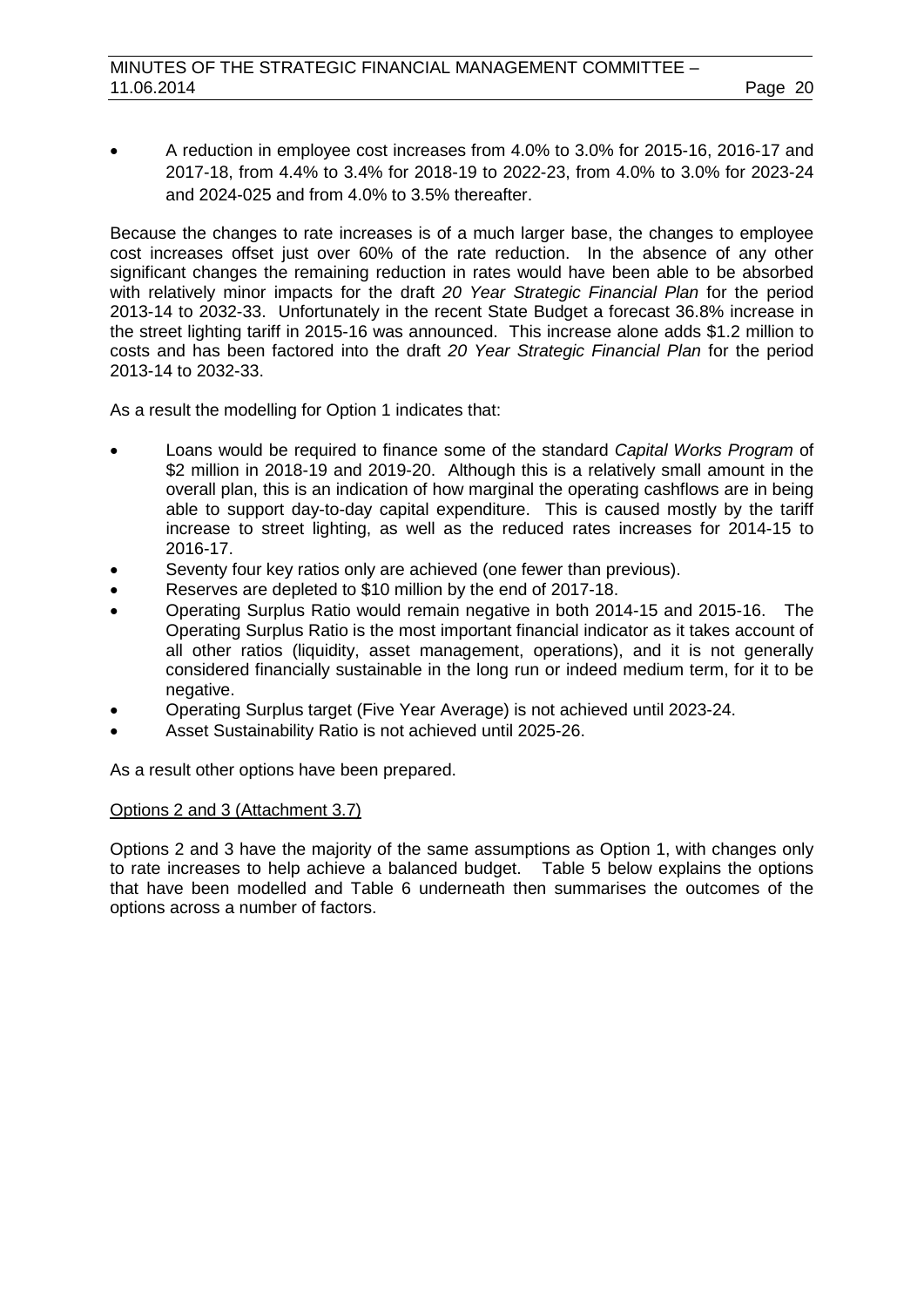- A reduction in employee cost increases from 4.0% to 3.0% for 2015-16, 2016-17 and 2017-18, from 4.4% to 3.4% for 2018-19 to 2022-23, from 4.0% to 3.0% for 2023-24 and 2024-025 and from 4.0% to 3.5% thereafter.

Because the changes to rate increases is of a much larger base, the changes to employee cost increases offset just over 60% of the rate reduction. In the absence of any other significant changes the remaining reduction in rates would have been able to be absorbed with relatively minor impacts for the draft *20 Year Strategic Financial Plan* for the period 2013-14 to 2032-33. Unfortunately in the recent State Budget a forecast 36.8% increase in the street lighting tariff in 2015-16 was announced. This increase alone adds $1.2 million to costs and has been factored into the draft *20 Year Strategic Financial Plan* for the period 2013-14 to 2032-33.

As a result the modelling for Option 1 indicates that:

- Loans would be required to finance some of the standard *Capital Works Program* of $2 million in 2018-19 and 2019-20. Although this is a relatively small amount in the overall plan, this is an indication of how marginal the operating cashflows are in being able to support day-to-day capital expenditure. This is caused mostly by the tariff increase to street lighting, as well as the reduced rates increases for 2014-15 to 2016-17.
- Seventy four key ratios only are achieved (one fewer than previous).
- Reserves are depleted to $10 million by the end of 2017-18.
- Operating Surplus Ratio would remain negative in both 2014-15 and 2015-16. The Operating Surplus Ratio is the most important financial indicator as it takes account of all other ratios (liquidity, asset management, operations), and it is not generally considered financially sustainable in the long run or indeed medium term, for it to be negative.
- Operating Surplus target (Five Year Average) is not achieved until 2023-24.
- Asset Sustainability Ratio is not achieved until 2025-26.

As a result other options have been prepared.

Options 2 and 3 (Attachment 3.7)

Options 2 and 3 have the majority of the same assumptions as Option 1, with changes only to rate increases to help achieve a balanced budget. Table 5 below explains the options that have been modelled and Table 6 underneath then summarises the outcomes of the options across a number of factors.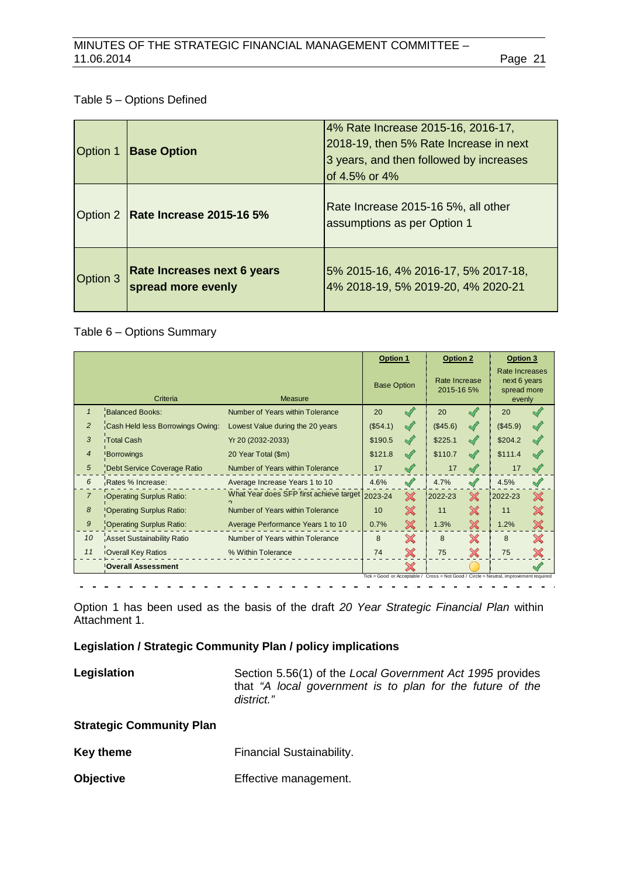Table 5 – Options Defined

| | | |
|---|---|---|
| Option 1 | **Base Option** | 4% Rate Increase 2015-16, 2016-17, 2018-19, then 5% Rate Increase in next 3 years, and then followed by increases of 4.5% or 4% |
| Option 2 | **Rate Increase 2015-16 5%** | Rate Increase 2015-16 5%, all other assumptions as per Option 1 |
| Option 3 | **Rate Increases next 6 years spread more evenly** | 5% 2015-16, 4% 2016-17, 5% 2017-18, 4% 2018-19, 5% 2019-20, 4% 2020-21 |

Table 6 – Options Summary

| | Criteria | Measure | Option 1 Base Option | | Option 2 Rate Increase 2015-16 5% | | Option 3 Rate Increases next 6 years spread more evenly | |
|---|---|---|---|---|---|---|---|---|
| 1 | Balanced Books: | Number of Years within Tolerance | 20 | ✓ | 20 | ✓ | 20 | ✓ |
| 2 | Cash Held less Borrowings Owing: | Lowest Value during the 20 years | ($54.1) | ✓ | ($45.6) | ✓ | ($45.9) | ✓ |
| 3 | Total Cash | Yr 20 (2032-2033) | $190.5 | ✓ | $225.1 | ✓ | $204.2 | ✓ |
| 4 | Borrowings | 20 Year Total ($m) | $121.8 | ✓ | $110.7 | ✓ | $111.4 | ✓ |
| 5 | Debt Service Coverage Ratio | Number of Years within Tolerance | 17 | ✓ | 17 | ✓ | 17 | ✓ |
| 6 | Rates % Increase: | Average Increase Years 1 to 10 | 4.6% | ✓ | 4.7% | ✓ | 4.5% | ✓ |
| 7 | Operating Surplus Ratio: | What Year does SFP first achieve target ? | 2023-24 | ✗ | 2022-23 | ✗ | 2022-23 | ✗ |
| 8 | Operating Surplus Ratio: | Number of Years within Tolerance | 10 | ✗ | 11 | ✗ | 11 | ✗ |
| 9 | Operating Surplus Ratio: | Average Performance Years 1 to 10 | 0.7% | ✗ | 1.3% | ✗ | 1.2% | ✗ |
| 10 | Asset Sustainability Ratio | Number of Years within Tolerance | 8 | ✗ | 8 | ✗ | 8 | ✗ |
| 11 | Overall Key Ratios | % Within Tolerance | 74 | ✗ | 75 | ✗ | 75 | ✗ |
| | **Overall Assessment** | | | ✗ | | ○ | | ✓ |

Tick = Good or Acceptable / Cross = Not Good / Circle = Neutral, improvement required

Option 1 has been used as the basis of the draft *20 Year Strategic Financial Plan* within Attachment 1.

**Legislation / Strategic Community Plan / policy implications**

**Legislation** Section 5.56(1) of the *Local Government Act 1995* provides that *"A local government is to plan for the future of the district."*

**Strategic Community Plan**

**Key theme** Financial Sustainability.

**Objective** Effective management.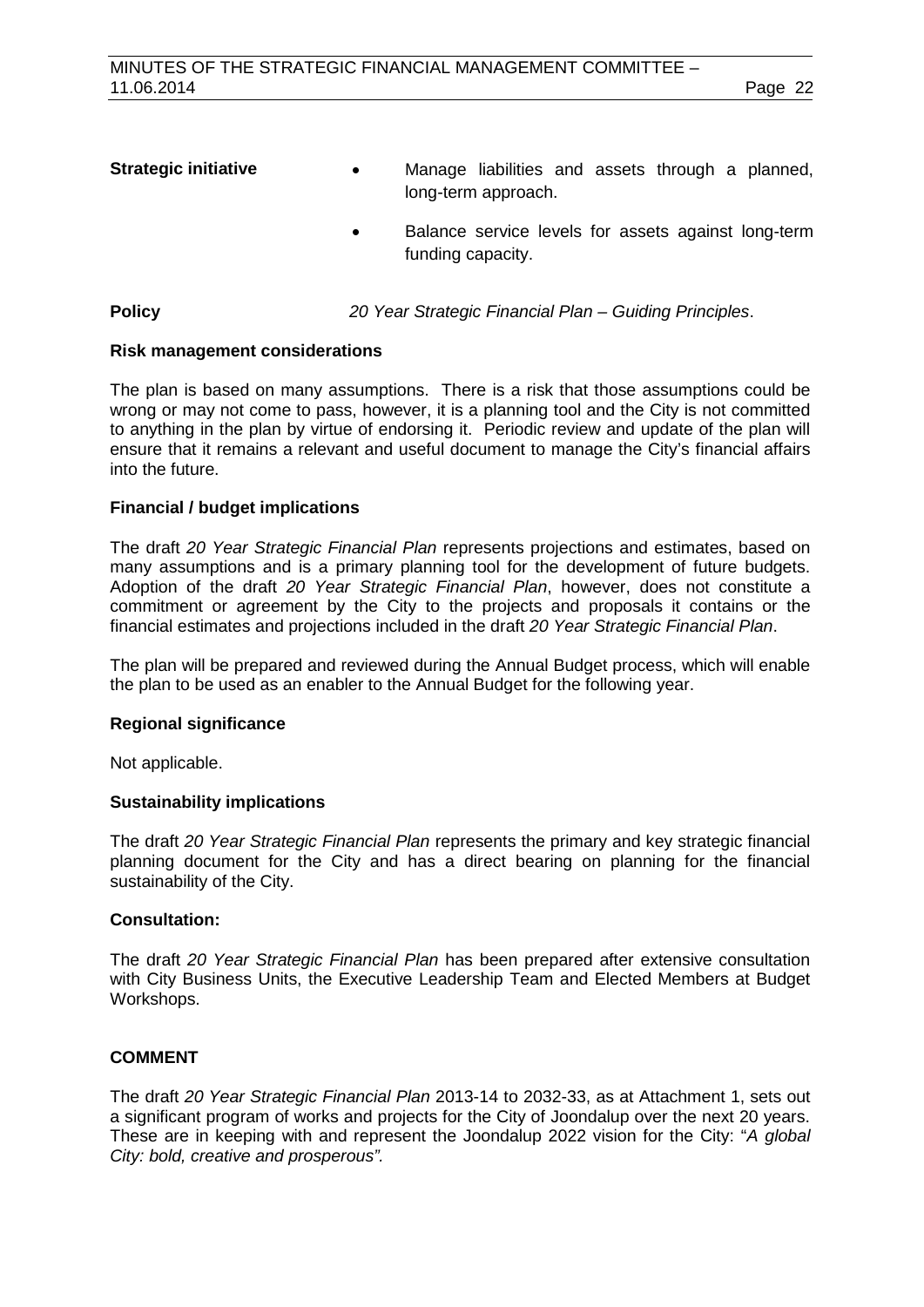**Strategic initiative**

- Manage liabilities and assets through a planned, long-term approach.
- Balance service levels for assets against long-term funding capacity.

**Policy** *20 Year Strategic Financial Plan – Guiding Principles*.

**Risk management considerations**

The plan is based on many assumptions. There is a risk that those assumptions could be wrong or may not come to pass, however, it is a planning tool and the City is not committed to anything in the plan by virtue of endorsing it. Periodic review and update of the plan will ensure that it remains a relevant and useful document to manage the City's financial affairs into the future.

**Financial / budget implications**

The draft *20 Year Strategic Financial Plan* represents projections and estimates, based on many assumptions and is a primary planning tool for the development of future budgets. Adoption of the draft *20 Year Strategic Financial Plan*, however, does not constitute a commitment or agreement by the City to the projects and proposals it contains or the financial estimates and projections included in the draft *20 Year Strategic Financial Plan*.

The plan will be prepared and reviewed during the Annual Budget process, which will enable the plan to be used as an enabler to the Annual Budget for the following year.

**Regional significance**

Not applicable.

**Sustainability implications**

The draft *20 Year Strategic Financial Plan* represents the primary and key strategic financial planning document for the City and has a direct bearing on planning for the financial sustainability of the City.

**Consultation:**

The draft *20 Year Strategic Financial Plan* has been prepared after extensive consultation with City Business Units, the Executive Leadership Team and Elected Members at Budget Workshops.

**COMMENT**

The draft *20 Year Strategic Financial Plan* 2013-14 to 2032-33, as at Attachment 1, sets out a significant program of works and projects for the City of Joondalup over the next 20 years. These are in keeping with and represent the Joondalup 2022 vision for the City: "*A global City: bold, creative and prosperous"*.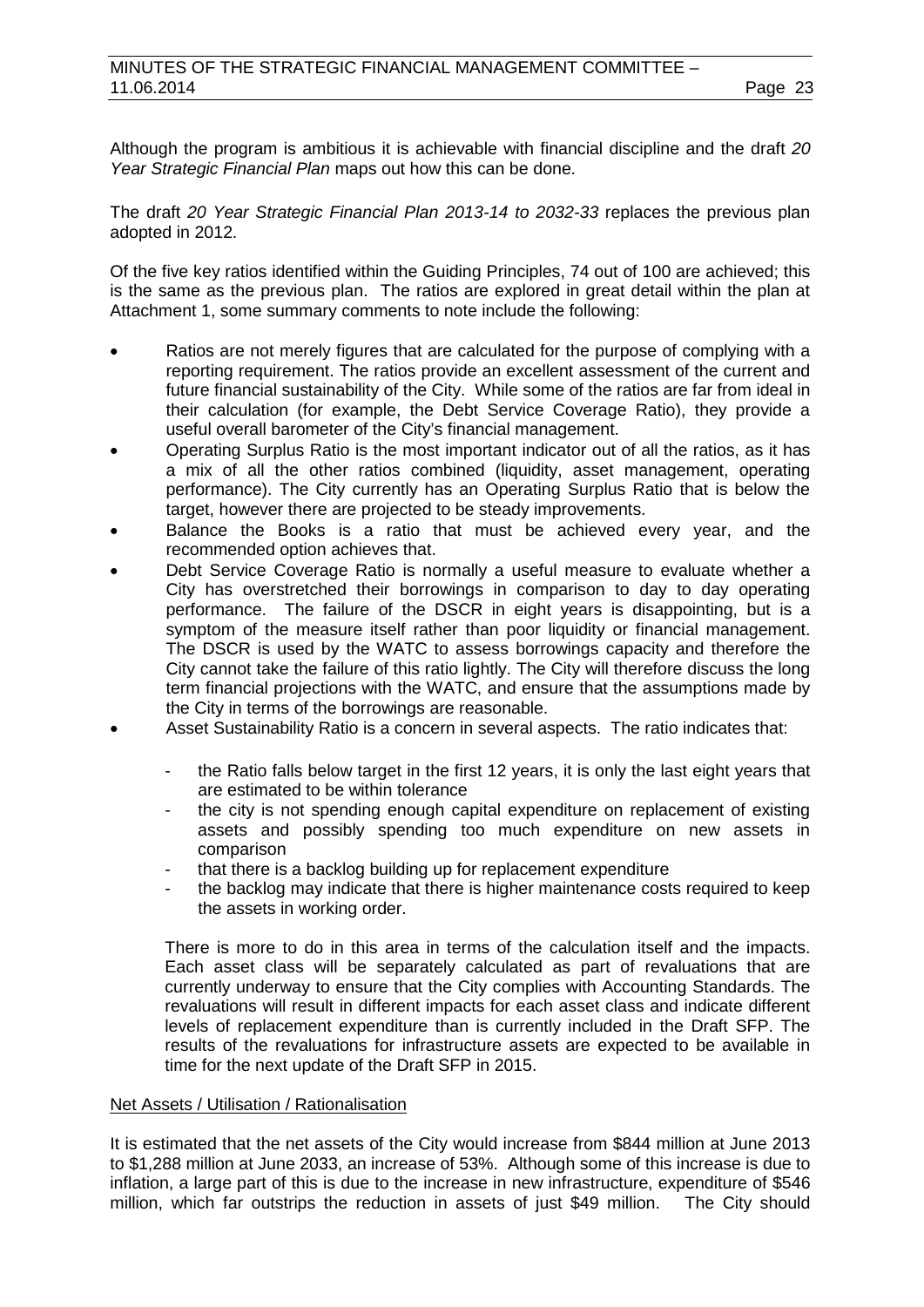Although the program is ambitious it is achievable with financial discipline and the draft *20 Year Strategic Financial Plan* maps out how this can be done.

The draft *20 Year Strategic Financial Plan 2013-14 to 2032-33* replaces the previous plan adopted in 2012.

Of the five key ratios identified within the Guiding Principles, 74 out of 100 are achieved; this is the same as the previous plan. The ratios are explored in great detail within the plan at Attachment 1, some summary comments to note include the following:

- Ratios are not merely figures that are calculated for the purpose of complying with a reporting requirement. The ratios provide an excellent assessment of the current and future financial sustainability of the City. While some of the ratios are far from ideal in their calculation (for example, the Debt Service Coverage Ratio), they provide a useful overall barometer of the City's financial management.
- Operating Surplus Ratio is the most important indicator out of all the ratios, as it has a mix of all the other ratios combined (liquidity, asset management, operating performance). The City currently has an Operating Surplus Ratio that is below the target, however there are projected to be steady improvements.
- Balance the Books is a ratio that must be achieved every year, and the recommended option achieves that.
- Debt Service Coverage Ratio is normally a useful measure to evaluate whether a City has overstretched their borrowings in comparison to day to day operating performance. The failure of the DSCR in eight years is disappointing, but is a symptom of the measure itself rather than poor liquidity or financial management. The DSCR is used by the WATC to assess borrowings capacity and therefore the City cannot take the failure of this ratio lightly. The City will therefore discuss the long term financial projections with the WATC, and ensure that the assumptions made by the City in terms of the borrowings are reasonable.
- Asset Sustainability Ratio is a concern in several aspects. The ratio indicates that:
  - the Ratio falls below target in the first 12 years, it is only the last eight years that are estimated to be within tolerance
  - the city is not spending enough capital expenditure on replacement of existing assets and possibly spending too much expenditure on new assets in comparison
  - that there is a backlog building up for replacement expenditure
  - the backlog may indicate that there is higher maintenance costs required to keep the assets in working order.

  There is more to do in this area in terms of the calculation itself and the impacts. Each asset class will be separately calculated as part of revaluations that are currently underway to ensure that the City complies with Accounting Standards. The revaluations will result in different impacts for each asset class and indicate different levels of replacement expenditure than is currently included in the Draft SFP. The results of the revaluations for infrastructure assets are expected to be available in time for the next update of the Draft SFP in 2015.

<u>Net Assets / Utilisation / Rationalisation</u>

It is estimated that the net assets of the City would increase from $844 million at June 2013 to $1,288 million at June 2033, an increase of 53%. Although some of this increase is due to inflation, a large part of this is due to the increase in new infrastructure, expenditure of $546 million, which far outstrips the reduction in assets of just $49 million. The City should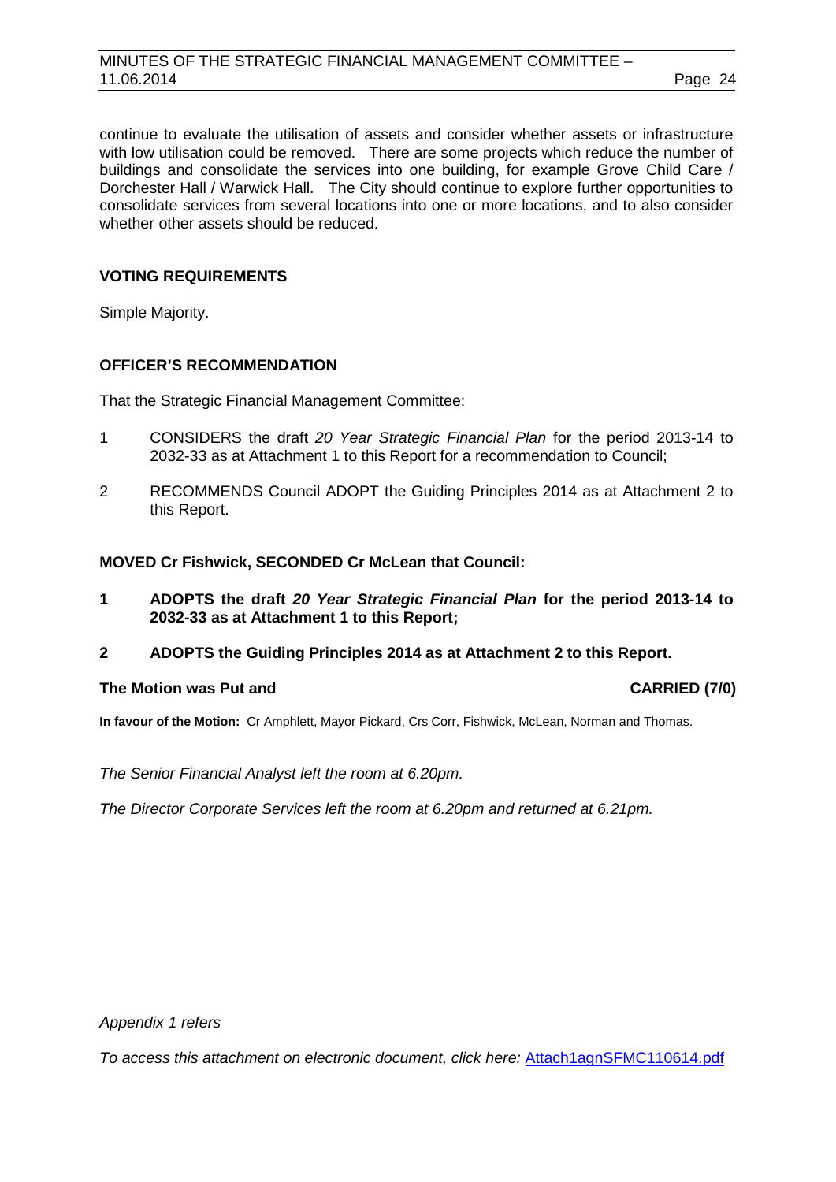continue to evaluate the utilisation of assets and consider whether assets or infrastructure with low utilisation could be removed. There are some projects which reduce the number of buildings and consolidate the services into one building, for example Grove Child Care / Dorchester Hall / Warwick Hall. The City should continue to explore further opportunities to consolidate services from several locations into one or more locations, and to also consider whether other assets should be reduced.

**VOTING REQUIREMENTS**

Simple Majority.

**OFFICER'S RECOMMENDATION**

That the Strategic Financial Management Committee:

1 CONSIDERS the draft *20 Year Strategic Financial Plan* for the period 2013-14 to 2032-33 as at Attachment 1 to this Report for a recommendation to Council;

2 RECOMMENDS Council ADOPT the Guiding Principles 2014 as at Attachment 2 to this Report.

**MOVED Cr Fishwick, SECONDED Cr McLean that Council:**

**1 ADOPTS the draft *20 Year Strategic Financial Plan* for the period 2013-14 to 2032-33 as at Attachment 1 to this Report;**

**2 ADOPTS the Guiding Principles 2014 as at Attachment 2 to this Report.**

**The Motion was Put and CARRIED (7/0)**

**In favour of the Motion:** Cr Amphlett, Mayor Pickard, Crs Corr, Fishwick, McLean, Norman and Thomas.

*The Senior Financial Analyst left the room at 6.20pm.*

*The Director Corporate Services left the room at 6.20pm and returned at 6.21pm.*

*Appendix 1 refers*

*To access this attachment on electronic document, click here:* Attach1agnSFMC110614.pdf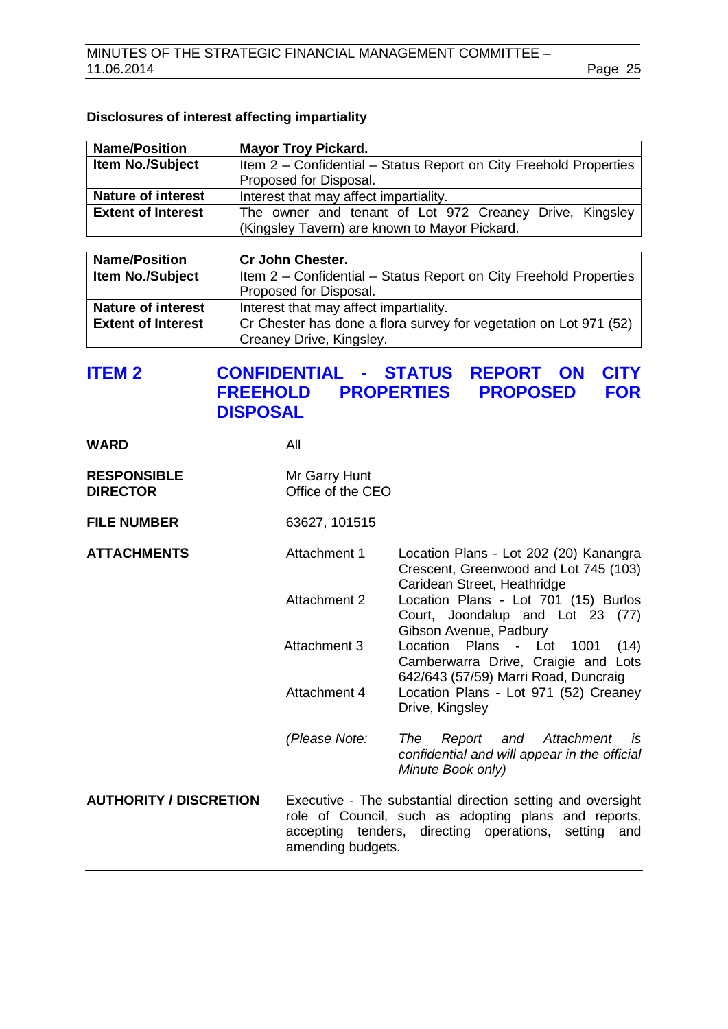**Disclosures of interest affecting impartiality**

| **Name/Position** | **Mayor Troy Pickard.** |
|---|---|
| **Item No./Subject** | Item 2 – Confidential – Status Report on City Freehold Properties Proposed for Disposal. |
| **Nature of interest** | Interest that may affect impartiality. |
| **Extent of Interest** | The owner and tenant of Lot 972 Creaney Drive, Kingsley (Kingsley Tavern) are known to Mayor Pickard. |

| **Name/Position** | **Cr John Chester.** |
|---|---|
| **Item No./Subject** | Item 2 – Confidential – Status Report on City Freehold Properties Proposed for Disposal. |
| **Nature of interest** | Interest that may affect impartiality. |
| **Extent of Interest** | Cr Chester has done a flora survey for vegetation on Lot 971 (52) Creaney Drive, Kingsley. |

## ITEM 2 CONFIDENTIAL - STATUS REPORT ON CITY FREEHOLD PROPERTIES PROPOSED FOR DISPOSAL

**WARD** All

**RESPONSIBLE DIRECTOR** Mr Garry Hunt
Office of the CEO

**FILE NUMBER** 63627, 101515

**ATTACHMENTS**

Attachment 1 Location Plans - Lot 202 (20) Kanangra Crescent, Greenwood and Lot 745 (103) Caridean Street, Heathridge
Attachment 2 Location Plans - Lot 701 (15) Burlos Court, Joondalup and Lot 23 (77) Gibson Avenue, Padbury
Attachment 3 Location Plans - Lot 1001 (14) Camberwarra Drive, Craigie and Lots 642/643 (57/59) Marri Road, Duncraig
Attachment 4 Location Plans - Lot 971 (52) Creaney Drive, Kingsley

*(Please Note: The Report and Attachment is confidential and will appear in the official Minute Book only)*

**AUTHORITY / DISCRETION** Executive - The substantial direction setting and oversight role of Council, such as adopting plans and reports, accepting tenders, directing operations, setting and amending budgets.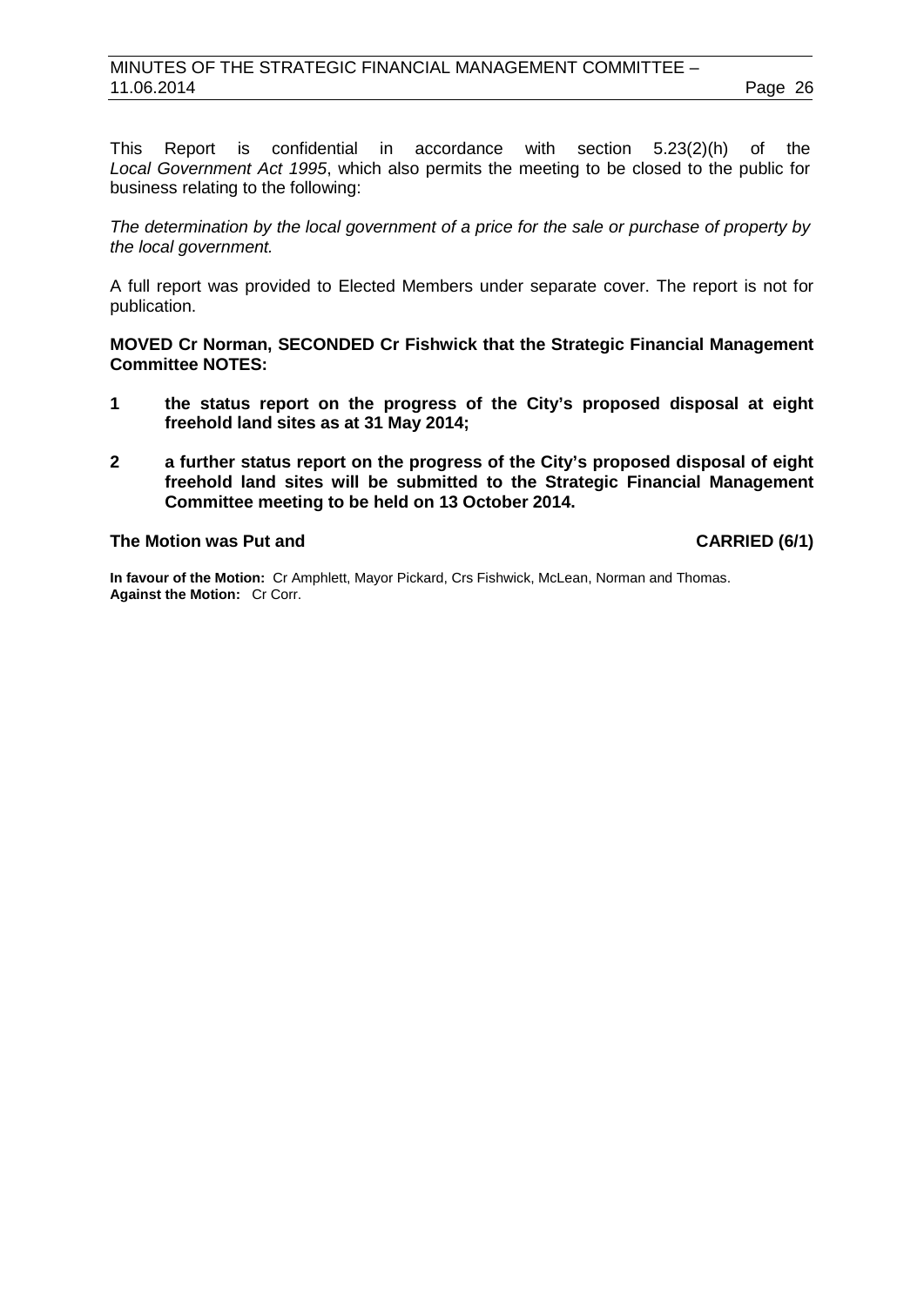This Report is confidential in accordance with section 5.23(2)(h) of the *Local Government Act 1995*, which also permits the meeting to be closed to the public for business relating to the following:

*The determination by the local government of a price for the sale or purchase of property by the local government.*

A full report was provided to Elected Members under separate cover. The report is not for publication.

**MOVED Cr Norman, SECONDED Cr Fishwick that the Strategic Financial Management Committee NOTES:**

**1 the status report on the progress of the City's proposed disposal at eight freehold land sites as at 31 May 2014;**

**2 a further status report on the progress of the City's proposed disposal of eight freehold land sites will be submitted to the Strategic Financial Management Committee meeting to be held on 13 October 2014.**

**The Motion was Put and CARRIED (6/1)**

**In favour of the Motion:** Cr Amphlett, Mayor Pickard, Crs Fishwick, McLean, Norman and Thomas.
**Against the Motion:** Cr Corr.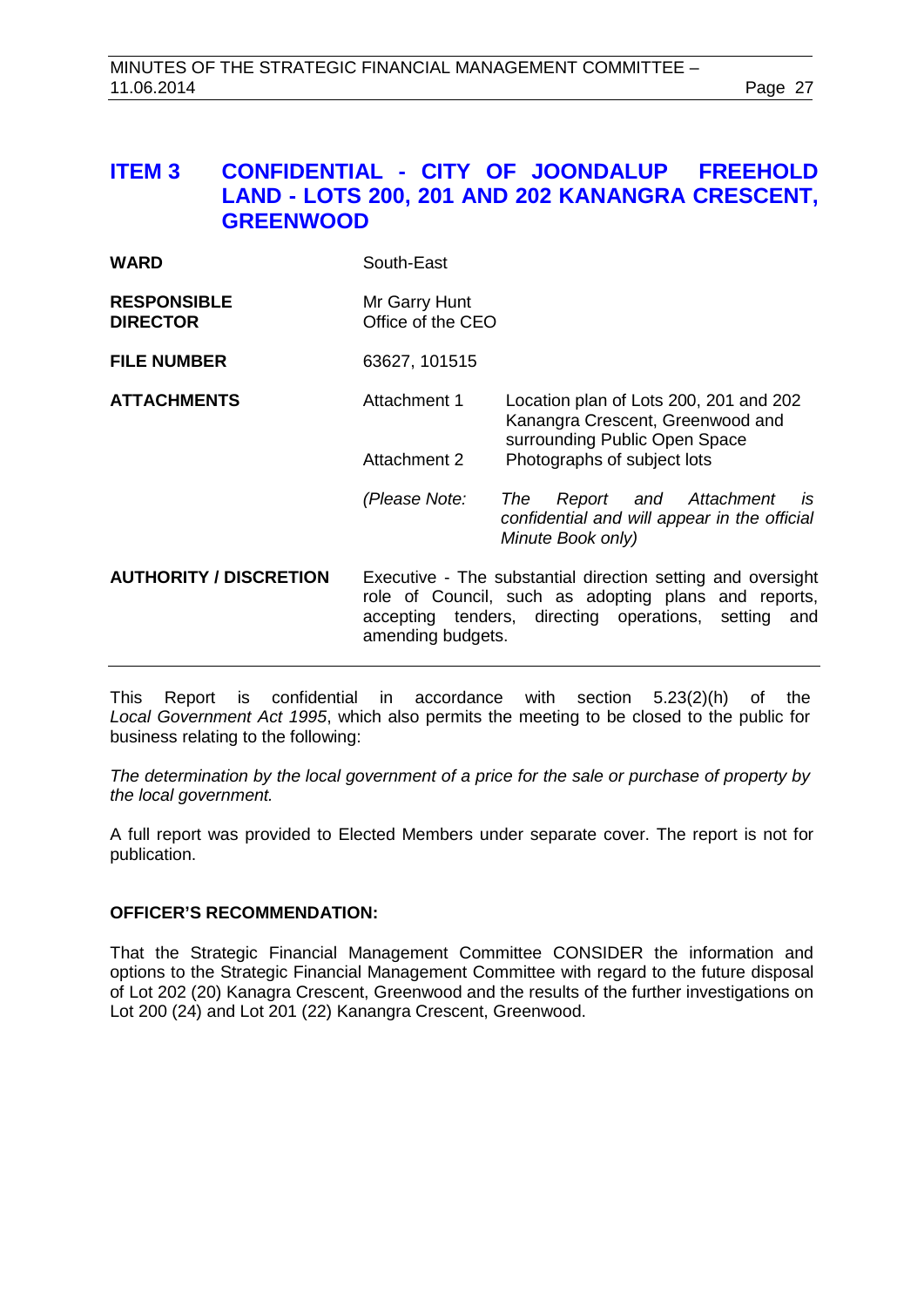## ITEM 3 CONFIDENTIAL - CITY OF JOONDALUP FREEHOLD LAND - LOTS 200, 201 AND 202 KANANGRA CRESCENT, GREENWOOD

| | | |
|---|---|---|
| **WARD** | South-East | |
| **RESPONSIBLE DIRECTOR** | Mr Garry Hunt<br>Office of the CEO | |
| **FILE NUMBER** | 63627, 101515 | |
| **ATTACHMENTS** | Attachment 1 | Location plan of Lots 200, 201 and 202 Kanangra Crescent, Greenwood and surrounding Public Open Space |
| | Attachment 2 | Photographs of subject lots |
| | *(Please Note:* | *The Report and Attachment is confidential and will appear in the official Minute Book only)* |
| **AUTHORITY / DISCRETION** | Executive - The substantial direction setting and oversight role of Council, such as adopting plans and reports, accepting tenders, directing operations, setting and amending budgets. | |

This Report is confidential in accordance with section 5.23(2)(h) of the *Local Government Act 1995*, which also permits the meeting to be closed to the public for business relating to the following:

*The determination by the local government of a price for the sale or purchase of property by the local government.*

A full report was provided to Elected Members under separate cover. The report is not for publication.

**OFFICER'S RECOMMENDATION:**

That the Strategic Financial Management Committee CONSIDER the information and options to the Strategic Financial Management Committee with regard to the future disposal of Lot 202 (20) Kanagra Crescent, Greenwood and the results of the further investigations on Lot 200 (24) and Lot 201 (22) Kanangra Crescent, Greenwood.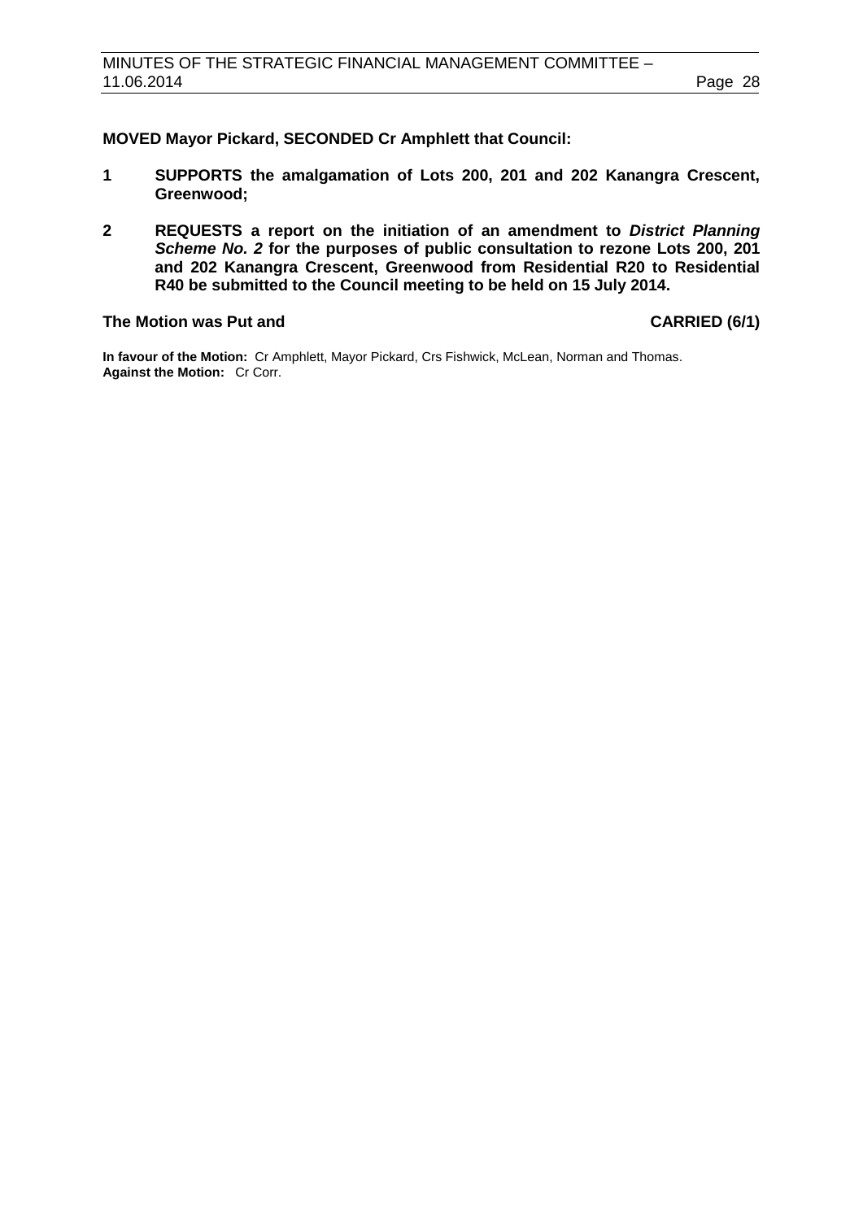**MOVED Mayor Pickard, SECONDED Cr Amphlett that Council:**

1. **SUPPORTS the amalgamation of Lots 200, 201 and 202 Kanangra Crescent, Greenwood;**

2. **REQUESTS a report on the initiation of an amendment to *District Planning Scheme No. 2* for the purposes of public consultation to rezone Lots 200, 201 and 202 Kanangra Crescent, Greenwood from Residential R20 to Residential R40 be submitted to the Council meeting to be held on 15 July 2014.**

**The Motion was Put and CARRIED (6/1)**

**In favour of the Motion:** Cr Amphlett, Mayor Pickard, Crs Fishwick, McLean, Norman and Thomas.
**Against the Motion:** Cr Corr.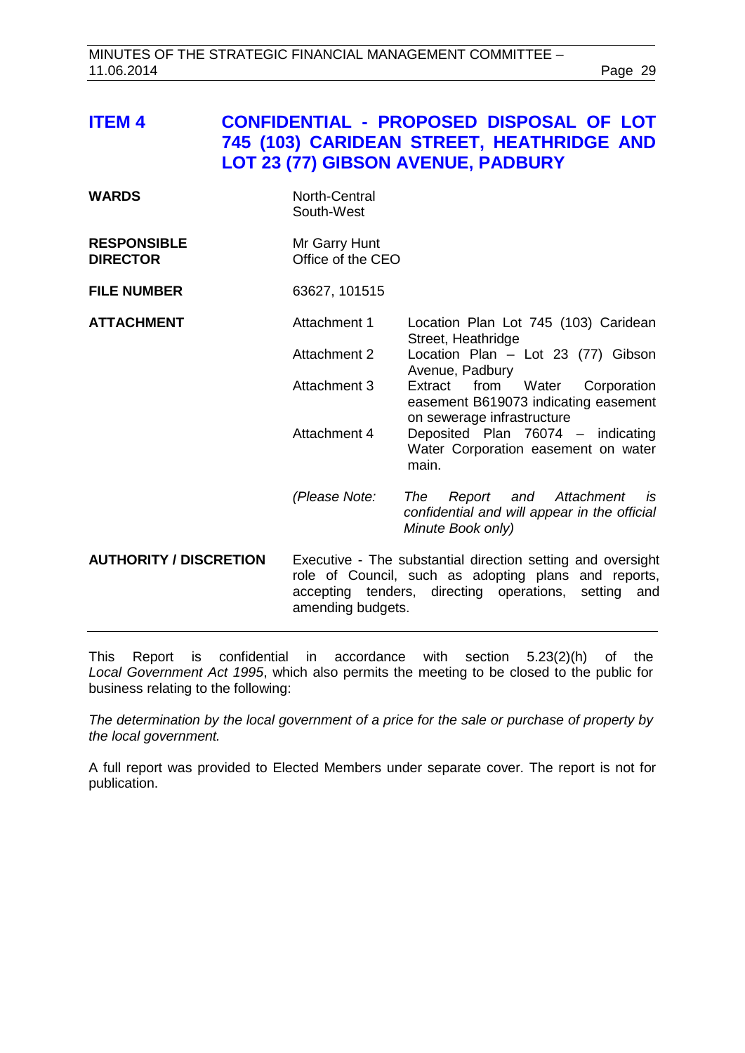## ITEM 4 CONFIDENTIAL - PROPOSED DISPOSAL OF LOT 745 (103) CARIDEAN STREET, HEATHRIDGE AND LOT 23 (77) GIBSON AVENUE, PADBURY

| | | |
|---|---|---|
| **WARDS** | North-Central<br>South-West | |
| **RESPONSIBLE DIRECTOR** | Mr Garry Hunt<br>Office of the CEO | |
| **FILE NUMBER** | 63627, 101515 | |
| **ATTACHMENT** | Attachment 1 | Location Plan Lot 745 (103) Caridean Street, Heathridge |
| | Attachment 2 | Location Plan – Lot 23 (77) Gibson Avenue, Padbury |
| | Attachment 3 | Extract from Water Corporation easement B619073 indicating easement on sewerage infrastructure |
| | Attachment 4 | Deposited Plan 76074 – indicating Water Corporation easement on water main. |
| | *(Please Note:* | *The Report and Attachment is confidential and will appear in the official Minute Book only)* |
| **AUTHORITY / DISCRETION** | Executive - The substantial direction setting and oversight role of Council, such as adopting plans and reports, accepting tenders, directing operations, setting and amending budgets. | |

This Report is confidential in accordance with section 5.23(2)(h) of the *Local Government Act 1995*, which also permits the meeting to be closed to the public for business relating to the following:

*The determination by the local government of a price for the sale or purchase of property by the local government.*

A full report was provided to Elected Members under separate cover. The report is not for publication.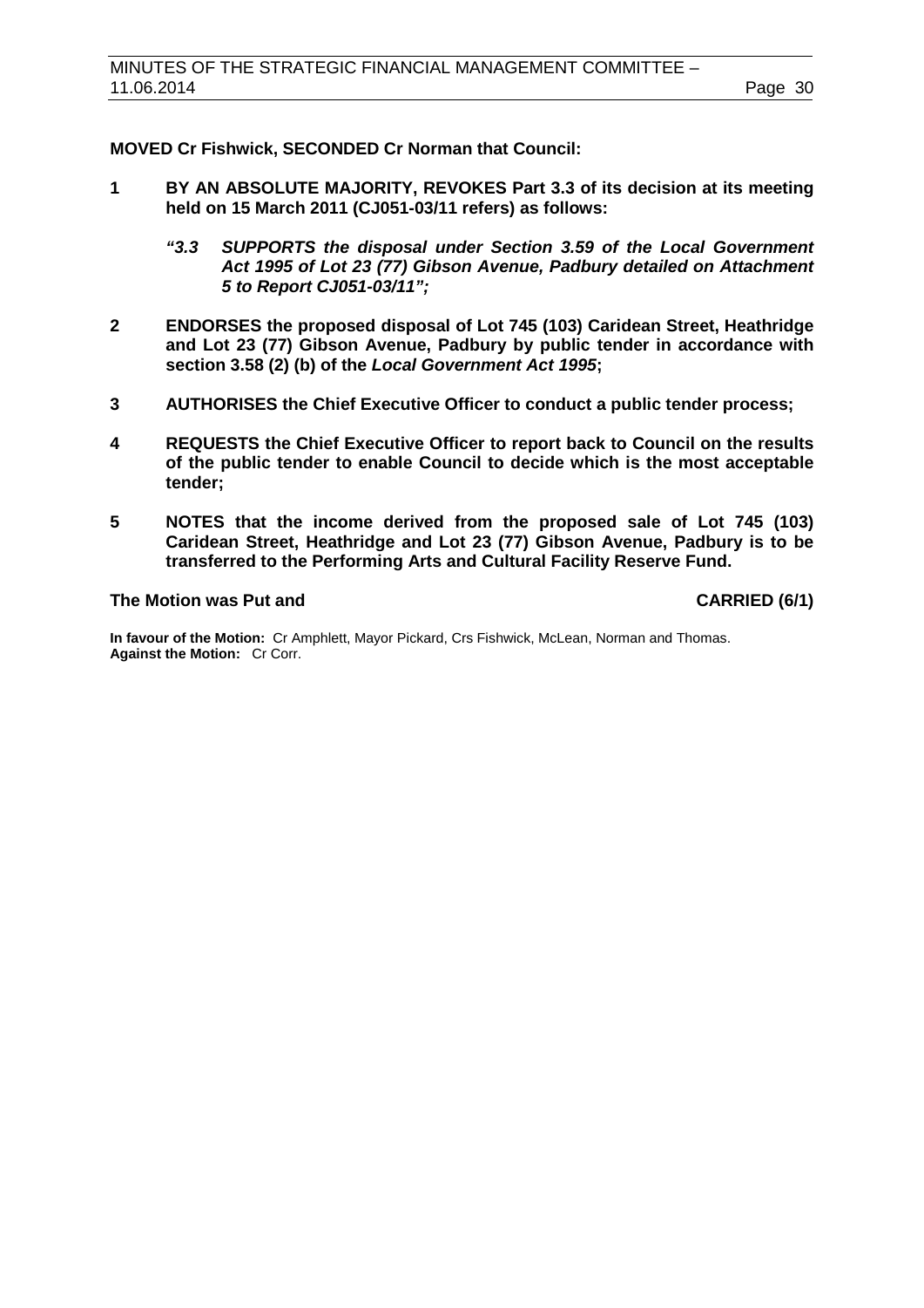**MOVED Cr Fishwick, SECONDED Cr Norman that Council:**

**1 BY AN ABSOLUTE MAJORITY, REVOKES Part 3.3 of its decision at its meeting held on 15 March 2011 (CJ051-03/11 refers) as follows:**

> ***"3.3 SUPPORTS the disposal under Section 3.59 of the Local Government Act 1995 of Lot 23 (77) Gibson Avenue, Padbury detailed on Attachment 5 to Report CJ051-03/11";***

**2 ENDORSES the proposed disposal of Lot 745 (103) Caridean Street, Heathridge and Lot 23 (77) Gibson Avenue, Padbury by public tender in accordance with section 3.58 (2) (b) of the *Local Government Act 1995*;**

**3 AUTHORISES the Chief Executive Officer to conduct a public tender process;**

**4 REQUESTS the Chief Executive Officer to report back to Council on the results of the public tender to enable Council to decide which is the most acceptable tender;**

**5 NOTES that the income derived from the proposed sale of Lot 745 (103) Caridean Street, Heathridge and Lot 23 (77) Gibson Avenue, Padbury is to be transferred to the Performing Arts and Cultural Facility Reserve Fund.**

**The Motion was Put and CARRIED (6/1)**

**In favour of the Motion:** Cr Amphlett, Mayor Pickard, Crs Fishwick, McLean, Norman and Thomas.
**Against the Motion:** Cr Corr.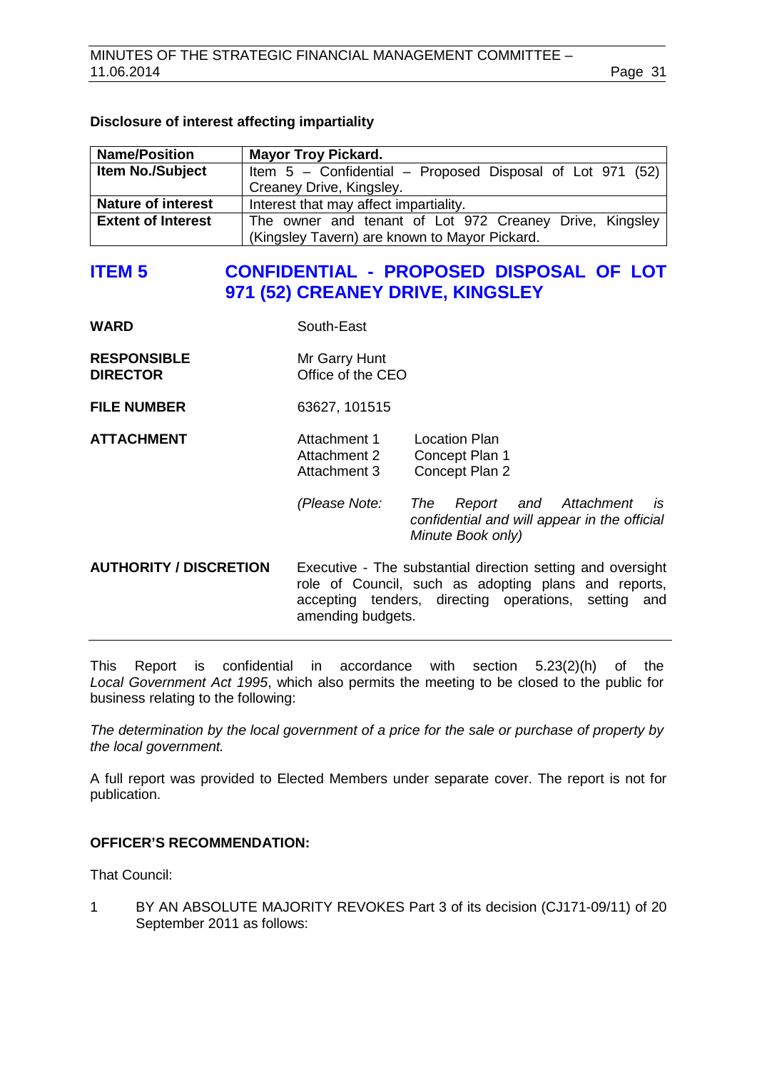**Disclosure of interest affecting impartiality**

| Name/Position | Mayor Troy Pickard. |
|---|---|
| Item No./Subject | Item 5 – Confidential – Proposed Disposal of Lot 971 (52) Creaney Drive, Kingsley. |
| Nature of interest | Interest that may affect impartiality. |
| Extent of Interest | The owner and tenant of Lot 972 Creaney Drive, Kingsley (Kingsley Tavern) are known to Mayor Pickard. |

## ITEM 5 CONFIDENTIAL - PROPOSED DISPOSAL OF LOT 971 (52) CREANEY DRIVE, KINGSLEY

**WARD** South-East

**RESPONSIBLE DIRECTOR** Mr Garry Hunt
Office of the CEO

**FILE NUMBER** 63627, 101515

**ATTACHMENT**
Attachment 1 Location Plan
Attachment 2 Concept Plan 1
Attachment 3 Concept Plan 2

*(Please Note: The Report and Attachment is confidential and will appear in the official Minute Book only)*

**AUTHORITY / DISCRETION** Executive - The substantial direction setting and oversight role of Council, such as adopting plans and reports, accepting tenders, directing operations, setting and amending budgets.

This Report is confidential in accordance with section 5.23(2)(h) of the *Local Government Act 1995*, which also permits the meeting to be closed to the public for business relating to the following:

*The determination by the local government of a price for the sale or purchase of property by the local government.*

A full report was provided to Elected Members under separate cover. The report is not for publication.

**OFFICER'S RECOMMENDATION:**

That Council:

1 BY AN ABSOLUTE MAJORITY REVOKES Part 3 of its decision (CJ171-09/11) of 20 September 2011 as follows: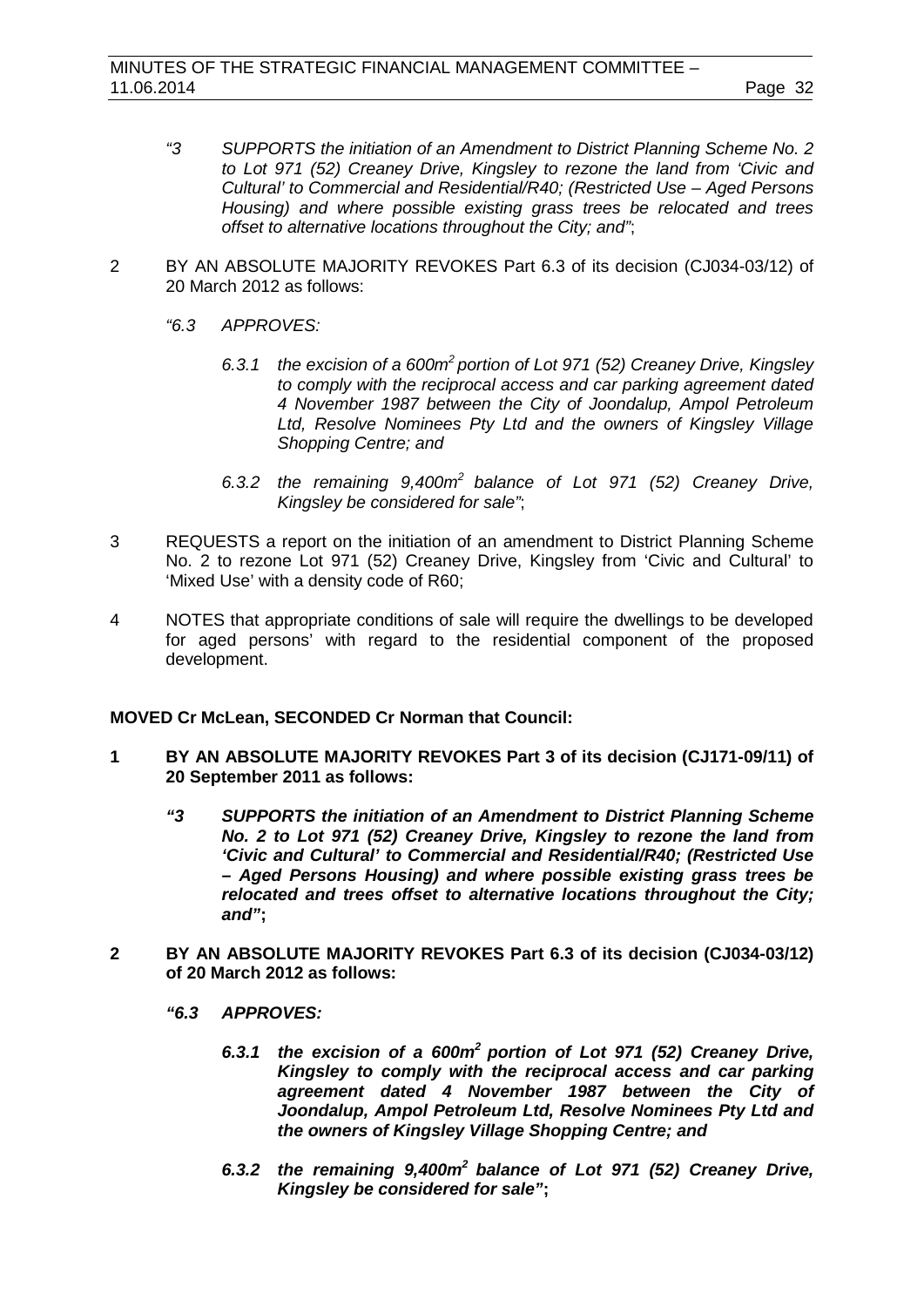*"3 SUPPORTS the initiation of an Amendment to District Planning Scheme No. 2 to Lot 971 (52) Creaney Drive, Kingsley to rezone the land from 'Civic and Cultural' to Commercial and Residential/R40; (Restricted Use – Aged Persons Housing) and where possible existing grass trees be relocated and trees offset to alternative locations throughout the City; and"*;

2 BY AN ABSOLUTE MAJORITY REVOKES Part 6.3 of its decision (CJ034-03/12) of 20 March 2012 as follows:

*"6.3 APPROVES:*

*6.3.1 the excision of a 600m$^2$ portion of Lot 971 (52) Creaney Drive, Kingsley to comply with the reciprocal access and car parking agreement dated 4 November 1987 between the City of Joondalup, Ampol Petroleum Ltd, Resolve Nominees Pty Ltd and the owners of Kingsley Village Shopping Centre; and*

*6.3.2 the remaining 9,400m$^2$ balance of Lot 971 (52) Creaney Drive, Kingsley be considered for sale"*;

3 REQUESTS a report on the initiation of an amendment to District Planning Scheme No. 2 to rezone Lot 971 (52) Creaney Drive, Kingsley from 'Civic and Cultural' to 'Mixed Use' with a density code of R60;

4 NOTES that appropriate conditions of sale will require the dwellings to be developed for aged persons' with regard to the residential component of the proposed development.

**MOVED Cr McLean, SECONDED Cr Norman that Council:**

**1 BY AN ABSOLUTE MAJORITY REVOKES Part 3 of its decision (CJ171-09/11) of 20 September 2011 as follows:**

***"3 SUPPORTS the initiation of an Amendment to District Planning Scheme No. 2 to Lot 971 (52) Creaney Drive, Kingsley to rezone the land from 'Civic and Cultural' to Commercial and Residential/R40; (Restricted Use – Aged Persons Housing) and where possible existing grass trees be relocated and trees offset to alternative locations throughout the City; and"*;**

**2 BY AN ABSOLUTE MAJORITY REVOKES Part 6.3 of its decision (CJ034-03/12) of 20 March 2012 as follows:**

***"6.3 APPROVES:***

***6.3.1 the excision of a 600m$^2$ portion of Lot 971 (52) Creaney Drive, Kingsley to comply with the reciprocal access and car parking agreement dated 4 November 1987 between the City of Joondalup, Ampol Petroleum Ltd, Resolve Nominees Pty Ltd and the owners of Kingsley Village Shopping Centre; and***

***6.3.2 the remaining 9,400m$^2$ balance of Lot 971 (52) Creaney Drive, Kingsley be considered for sale"*;**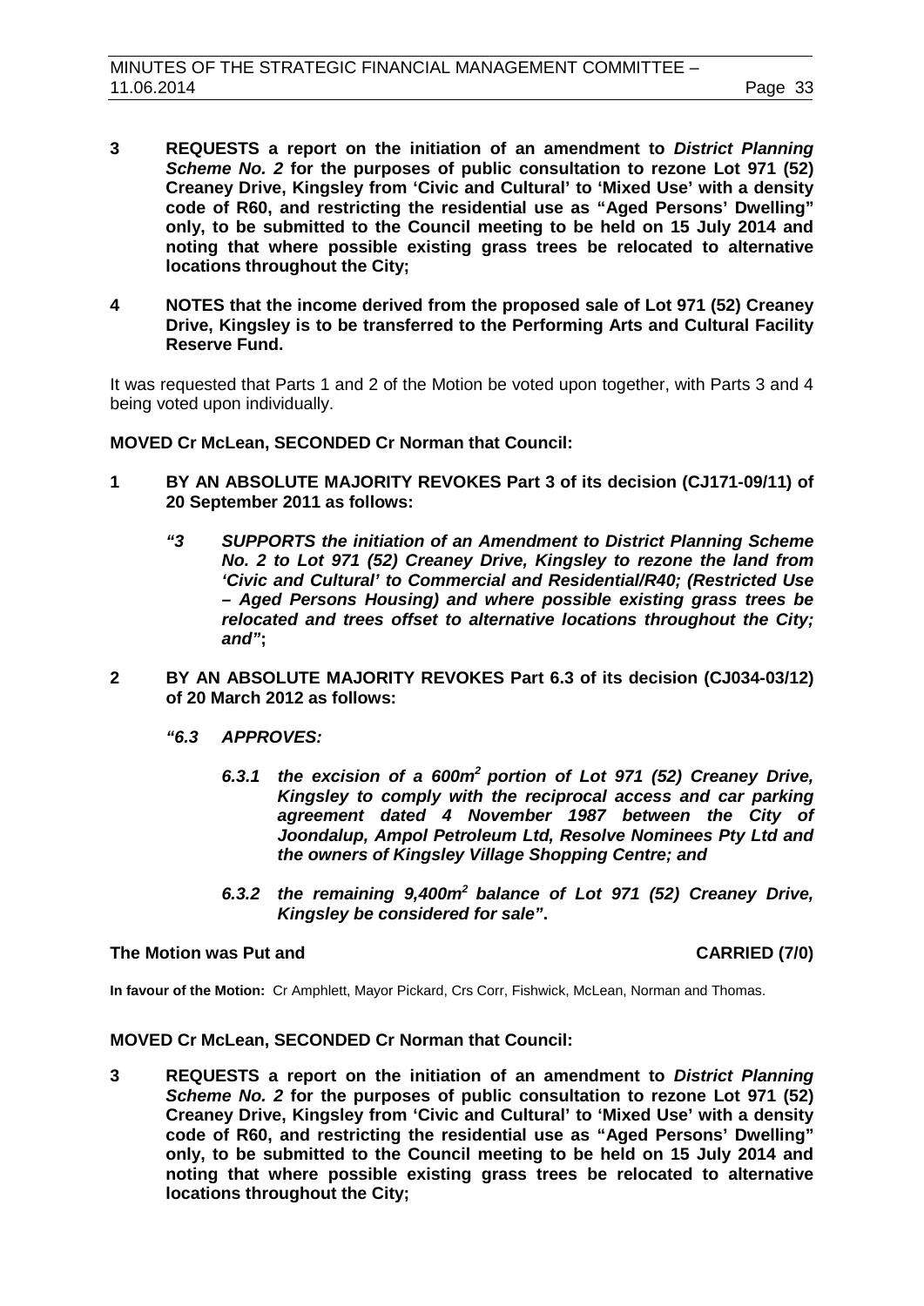**3 REQUESTS a report on the initiation of an amendment to *District Planning Scheme No. 2* for the purposes of public consultation to rezone Lot 971 (52) Creaney Drive, Kingsley from 'Civic and Cultural' to 'Mixed Use' with a density code of R60, and restricting the residential use as "Aged Persons' Dwelling" only, to be submitted to the Council meeting to be held on 15 July 2014 and noting that where possible existing grass trees be relocated to alternative locations throughout the City;**

**4 NOTES that the income derived from the proposed sale of Lot 971 (52) Creaney Drive, Kingsley is to be transferred to the Performing Arts and Cultural Facility Reserve Fund.**

It was requested that Parts 1 and 2 of the Motion be voted upon together, with Parts 3 and 4 being voted upon individually.

**MOVED Cr McLean, SECONDED Cr Norman that Council:**

**1 BY AN ABSOLUTE MAJORITY REVOKES Part 3 of its decision (CJ171-09/11) of 20 September 2011 as follows:**

> ***"3 SUPPORTS the initiation of an Amendment to District Planning Scheme No. 2 to Lot 971 (52) Creaney Drive, Kingsley to rezone the land from 'Civic and Cultural' to Commercial and Residential/R40; (Restricted Use – Aged Persons Housing) and where possible existing grass trees be relocated and trees offset to alternative locations throughout the City; and"*;**

**2 BY AN ABSOLUTE MAJORITY REVOKES Part 6.3 of its decision (CJ034-03/12) of 20 March 2012 as follows:**

> ***"6.3 APPROVES:***
>
> ***6.3.1 the excision of a 600m² portion of Lot 971 (52) Creaney Drive, Kingsley to comply with the reciprocal access and car parking agreement dated 4 November 1987 between the City of Joondalup, Ampol Petroleum Ltd, Resolve Nominees Pty Ltd and the owners of Kingsley Village Shopping Centre; and***
>
> ***6.3.2 the remaining 9,400m² balance of Lot 971 (52) Creaney Drive, Kingsley be considered for sale".***

**The Motion was Put and CARRIED (7/0)**

**In favour of the Motion:** Cr Amphlett, Mayor Pickard, Crs Corr, Fishwick, McLean, Norman and Thomas.

**MOVED Cr McLean, SECONDED Cr Norman that Council:**

**3 REQUESTS a report on the initiation of an amendment to *District Planning Scheme No. 2* for the purposes of public consultation to rezone Lot 971 (52) Creaney Drive, Kingsley from 'Civic and Cultural' to 'Mixed Use' with a density code of R60, and restricting the residential use as "Aged Persons' Dwelling" only, to be submitted to the Council meeting to be held on 15 July 2014 and noting that where possible existing grass trees be relocated to alternative locations throughout the City;**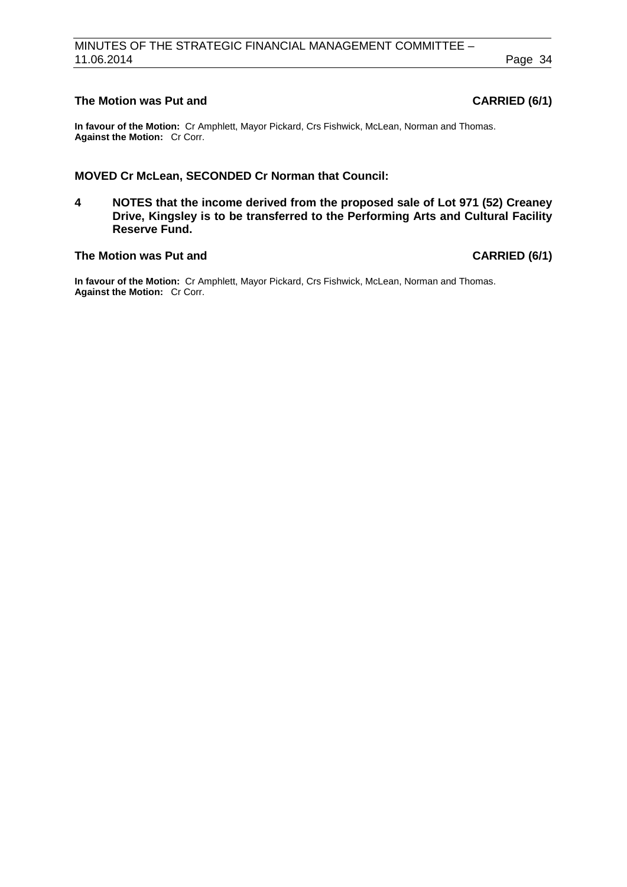**The Motion was Put and CARRIED (6/1)**

**In favour of the Motion:** Cr Amphlett, Mayor Pickard, Crs Fishwick, McLean, Norman and Thomas.
**Against the Motion:** Cr Corr.

**MOVED Cr McLean, SECONDED Cr Norman that Council:**

**4 NOTES that the income derived from the proposed sale of Lot 971 (52) Creaney Drive, Kingsley is to be transferred to the Performing Arts and Cultural Facility Reserve Fund.**

**The Motion was Put and CARRIED (6/1)**

**In favour of the Motion:** Cr Amphlett, Mayor Pickard, Crs Fishwick, McLean, Norman and Thomas.
**Against the Motion:** Cr Corr.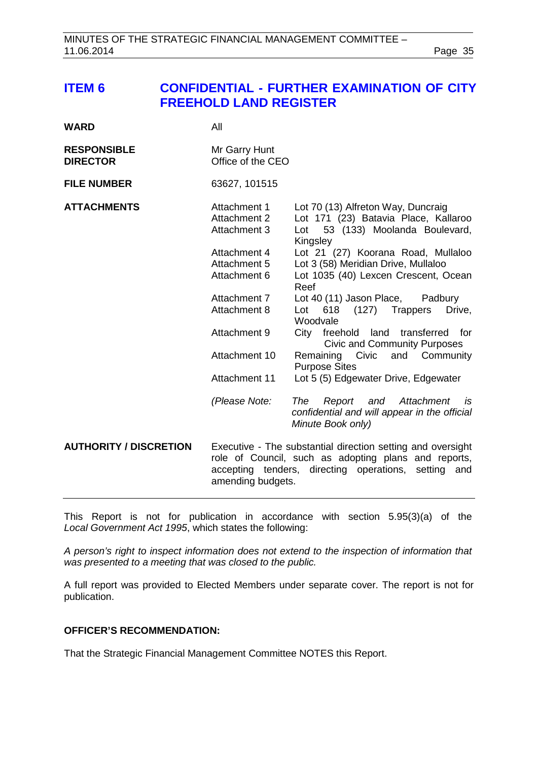## ITEM 6 CONFIDENTIAL - FURTHER EXAMINATION OF CITY FREEHOLD LAND REGISTER

| | | |
|---|---|---|
| **WARD** | All | |
| **RESPONSIBLE DIRECTOR** | Mr Garry Hunt<br>Office of the CEO | |
| **FILE NUMBER** | 63627, 101515 | |
| **ATTACHMENTS** | Attachment 1 | Lot 70 (13) Alfreton Way, Duncraig |
| | Attachment 2 | Lot 171 (23) Batavia Place, Kallaroo |
| | Attachment 3 | Lot 53 (133) Moolanda Boulevard, Kingsley |
| | Attachment 4 | Lot 21 (27) Koorana Road, Mullaloo |
| | Attachment 5 | Lot 3 (58) Meridian Drive, Mullaloo |
| | Attachment 6 | Lot 1035 (40) Lexcen Crescent, Ocean Reef |
| | Attachment 7 | Lot 40 (11) Jason Place, Padbury |
| | Attachment 8 | Lot 618 (127) Trappers Drive, Woodvale |
| | Attachment 9 | City freehold land transferred for Civic and Community Purposes |
| | Attachment 10 | Remaining Civic and Community Purpose Sites |
| | Attachment 11 | Lot 5 (5) Edgewater Drive, Edgewater |
| | *(Please Note:* | *The Report and Attachment is confidential and will appear in the official Minute Book only)* |
| **AUTHORITY / DISCRETION** | Executive - The substantial direction setting and oversight role of Council, such as adopting plans and reports, accepting tenders, directing operations, setting and amending budgets. | |

This Report is not for publication in accordance with section 5.95(3)(a) of the *Local Government Act 1995*, which states the following:

*A person's right to inspect information does not extend to the inspection of information that was presented to a meeting that was closed to the public.*

A full report was provided to Elected Members under separate cover. The report is not for publication.

**OFFICER'S RECOMMENDATION:**

That the Strategic Financial Management Committee NOTES this Report.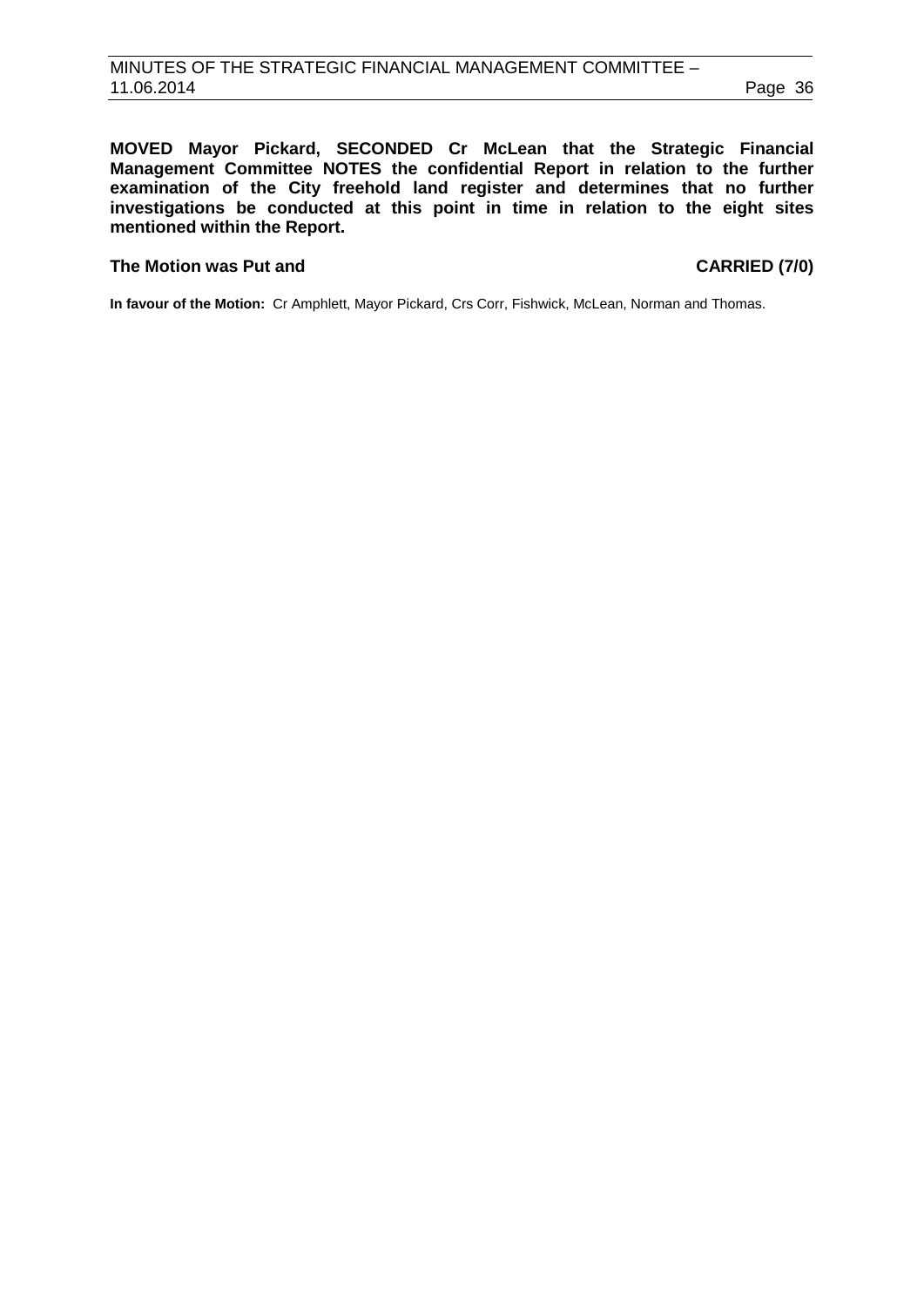**MOVED Mayor Pickard, SECONDED Cr McLean that the Strategic Financial Management Committee NOTES the confidential Report in relation to the further examination of the City freehold land register and determines that no further investigations be conducted at this point in time in relation to the eight sites mentioned within the Report.**

**The Motion was Put and CARRIED (7/0)**

**In favour of the Motion:** Cr Amphlett, Mayor Pickard, Crs Corr, Fishwick, McLean, Norman and Thomas.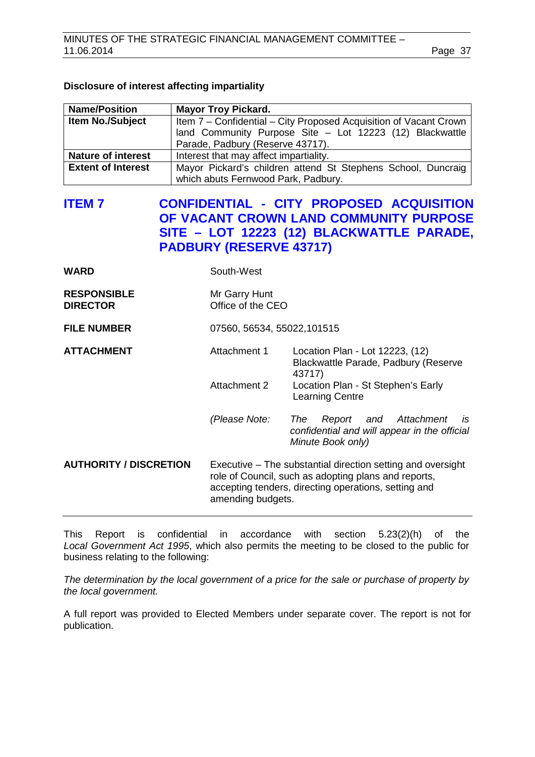**Disclosure of interest affecting impartiality**

| Name/Position | Mayor Troy Pickard. |
|---|---|
| Item No./Subject | Item 7 – Confidential – City Proposed Acquisition of Vacant Crown land Community Purpose Site – Lot 12223 (12) Blackwattle Parade, Padbury (Reserve 43717). |
| Nature of interest | Interest that may affect impartiality. |
| Extent of Interest | Mayor Pickard's children attend St Stephens School, Duncraig which abuts Fernwood Park, Padbury. |

# ITEM 7 CONFIDENTIAL - CITY PROPOSED ACQUISITION OF VACANT CROWN LAND COMMUNITY PURPOSE SITE – LOT 12223 (12) BLACKWATTLE PARADE, PADBURY (RESERVE 43717)

**WARD** South-West

**RESPONSIBLE DIRECTOR** Mr Garry Hunt
Office of the CEO

**FILE NUMBER** 07560, 56534, 55022,101515

**ATTACHMENT**

Attachment 1 Location Plan - Lot 12223, (12) Blackwattle Parade, Padbury (Reserve 43717)

Attachment 2 Location Plan - St Stephen's Early Learning Centre

*(Please Note: The Report and Attachment is confidential and will appear in the official Minute Book only)*

**AUTHORITY / DISCRETION** Executive – The substantial direction setting and oversight role of Council, such as adopting plans and reports, accepting tenders, directing operations, setting and amending budgets.

---

This Report is confidential in accordance with section 5.23(2)(h) of the *Local Government Act 1995*, which also permits the meeting to be closed to the public for business relating to the following:

*The determination by the local government of a price for the sale or purchase of property by the local government.*

A full report was provided to Elected Members under separate cover. The report is not for publication.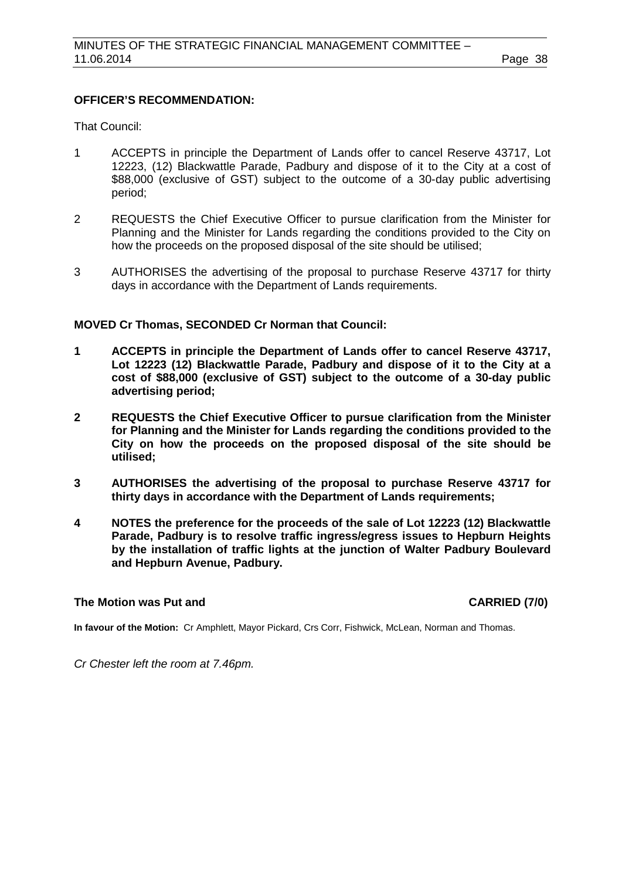**OFFICER'S RECOMMENDATION:**

That Council:

1 ACCEPTS in principle the Department of Lands offer to cancel Reserve 43717, Lot 12223, (12) Blackwattle Parade, Padbury and dispose of it to the City at a cost of $88,000 (exclusive of GST) subject to the outcome of a 30-day public advertising period;

2 REQUESTS the Chief Executive Officer to pursue clarification from the Minister for Planning and the Minister for Lands regarding the conditions provided to the City on how the proceeds on the proposed disposal of the site should be utilised;

3 AUTHORISES the advertising of the proposal to purchase Reserve 43717 for thirty days in accordance with the Department of Lands requirements.

**MOVED Cr Thomas, SECONDED Cr Norman that Council:**

**1 ACCEPTS in principle the Department of Lands offer to cancel Reserve 43717, Lot 12223 (12) Blackwattle Parade, Padbury and dispose of it to the City at a cost of $88,000 (exclusive of GST) subject to the outcome of a 30-day public advertising period;**

**2 REQUESTS the Chief Executive Officer to pursue clarification from the Minister for Planning and the Minister for Lands regarding the conditions provided to the City on how the proceeds on the proposed disposal of the site should be utilised;**

**3 AUTHORISES the advertising of the proposal to purchase Reserve 43717 for thirty days in accordance with the Department of Lands requirements;**

**4 NOTES the preference for the proceeds of the sale of Lot 12223 (12) Blackwattle Parade, Padbury is to resolve traffic ingress/egress issues to Hepburn Heights by the installation of traffic lights at the junction of Walter Padbury Boulevard and Hepburn Avenue, Padbury.**

**The Motion was Put and CARRIED (7/0)**

**In favour of the Motion:** Cr Amphlett, Mayor Pickard, Crs Corr, Fishwick, McLean, Norman and Thomas.

*Cr Chester left the room at 7.46pm.*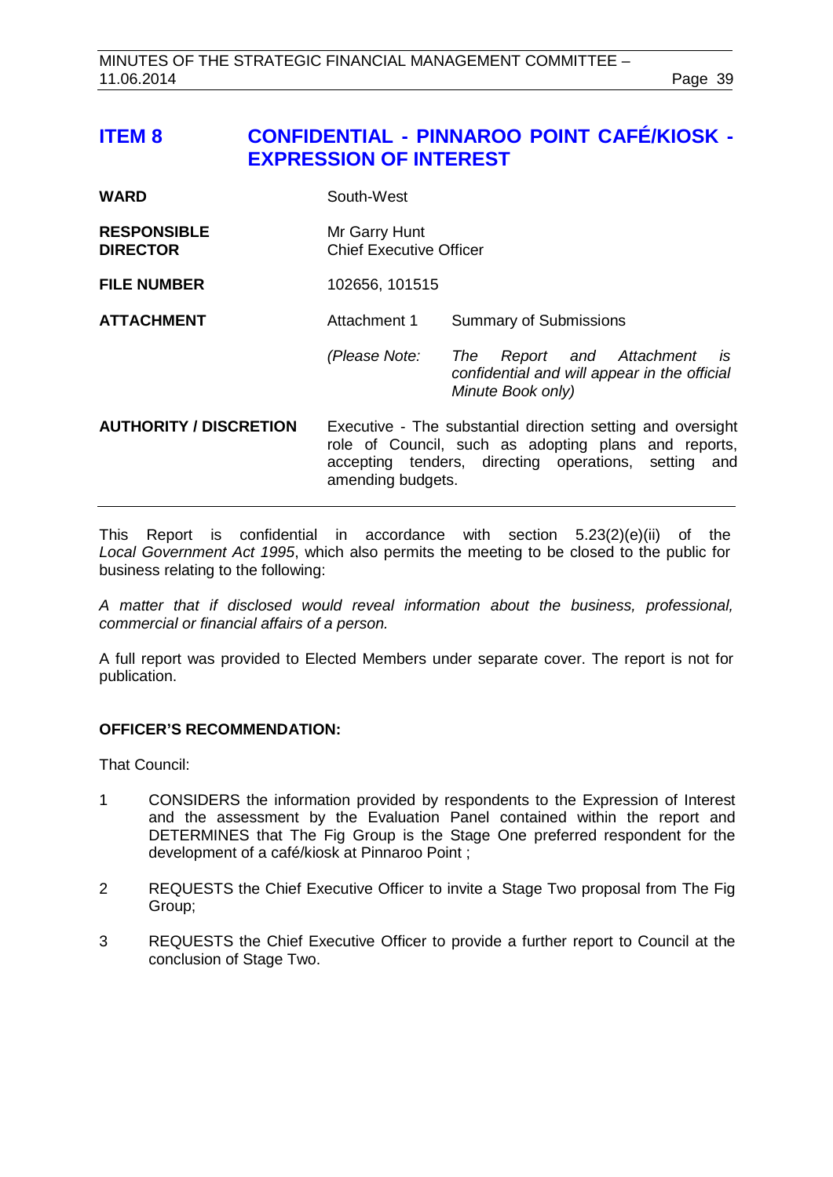## ITEM 8 CONFIDENTIAL - PINNAROO POINT CAFÉ/KIOSK - EXPRESSION OF INTEREST

| | | |
|---|---|---|
| **WARD** | South-West | |
| **RESPONSIBLE DIRECTOR** | Mr Garry Hunt<br>Chief Executive Officer | |
| **FILE NUMBER** | 102656, 101515 | |
| **ATTACHMENT** | Attachment 1 | Summary of Submissions |
| | *(Please Note:* | *The Report and Attachment is confidential and will appear in the official Minute Book only)* |
| **AUTHORITY / DISCRETION** | Executive - The substantial direction setting and oversight role of Council, such as adopting plans and reports, accepting tenders, directing operations, setting and amending budgets. | |

This Report is confidential in accordance with section 5.23(2)(e)(ii) of the *Local Government Act 1995*, which also permits the meeting to be closed to the public for business relating to the following:

*A matter that if disclosed would reveal information about the business, professional, commercial or financial affairs of a person.*

A full report was provided to Elected Members under separate cover. The report is not for publication.

**OFFICER'S RECOMMENDATION:**

That Council:

1 CONSIDERS the information provided by respondents to the Expression of Interest and the assessment by the Evaluation Panel contained within the report and DETERMINES that The Fig Group is the Stage One preferred respondent for the development of a café/kiosk at Pinnaroo Point ;

2 REQUESTS the Chief Executive Officer to invite a Stage Two proposal from The Fig Group;

3 REQUESTS the Chief Executive Officer to provide a further report to Council at the conclusion of Stage Two.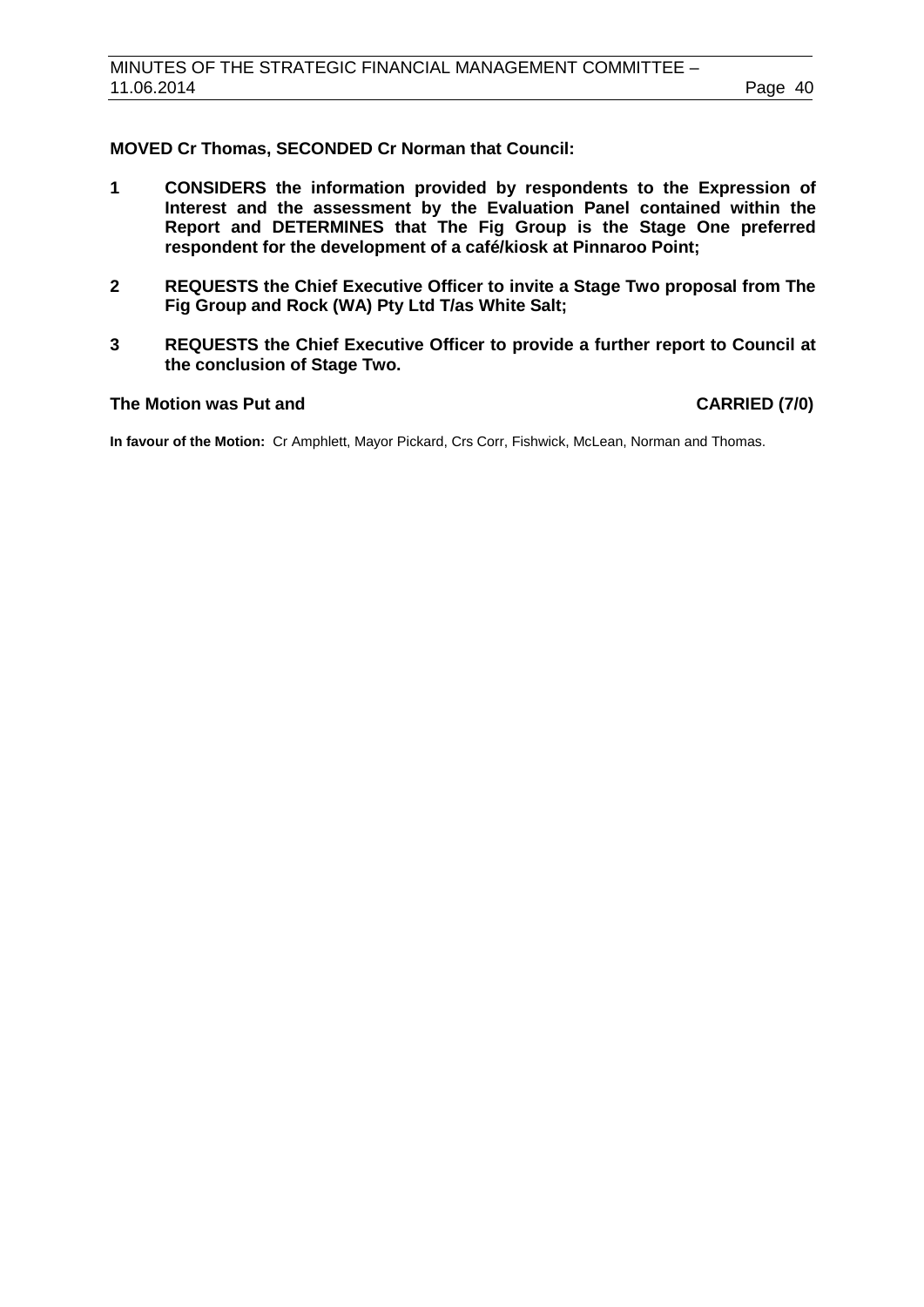**MOVED Cr Thomas, SECONDED Cr Norman that Council:**

1. **CONSIDERS the information provided by respondents to the Expression of Interest and the assessment by the Evaluation Panel contained within the Report and DETERMINES that The Fig Group is the Stage One preferred respondent for the development of a café/kiosk at Pinnaroo Point;**

2. **REQUESTS the Chief Executive Officer to invite a Stage Two proposal from The Fig Group and Rock (WA) Pty Ltd T/as White Salt;**

3. **REQUESTS the Chief Executive Officer to provide a further report to Council at the conclusion of Stage Two.**

**The Motion was Put and CARRIED (7/0)**

**In favour of the Motion:** Cr Amphlett, Mayor Pickard, Crs Corr, Fishwick, McLean, Norman and Thomas.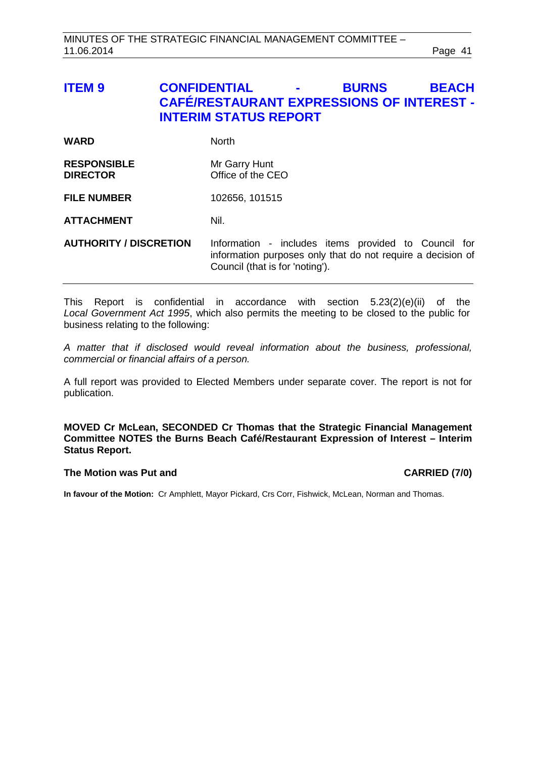## ITEM 9 CONFIDENTIAL - BURNS BEACH CAFÉ/RESTAURANT EXPRESSIONS OF INTEREST - INTERIM STATUS REPORT

| | |
|---|---|
| **WARD** | North |
| **RESPONSIBLE DIRECTOR** | Mr Garry Hunt<br>Office of the CEO |
| **FILE NUMBER** | 102656, 101515 |
| **ATTACHMENT** | Nil. |
| **AUTHORITY / DISCRETION** | Information - includes items provided to Council for information purposes only that do not require a decision of Council (that is for 'noting'). |

This Report is confidential in accordance with section 5.23(2)(e)(ii) of the *Local Government Act 1995*, which also permits the meeting to be closed to the public for business relating to the following:

*A matter that if disclosed would reveal information about the business, professional, commercial or financial affairs of a person.*

A full report was provided to Elected Members under separate cover. The report is not for publication.

**MOVED Cr McLean, SECONDED Cr Thomas that the Strategic Financial Management Committee NOTES the Burns Beach Café/Restaurant Expression of Interest – Interim Status Report.**

**The Motion was Put and CARRIED (7/0)**

**In favour of the Motion:** Cr Amphlett, Mayor Pickard, Crs Corr, Fishwick, McLean, Norman and Thomas.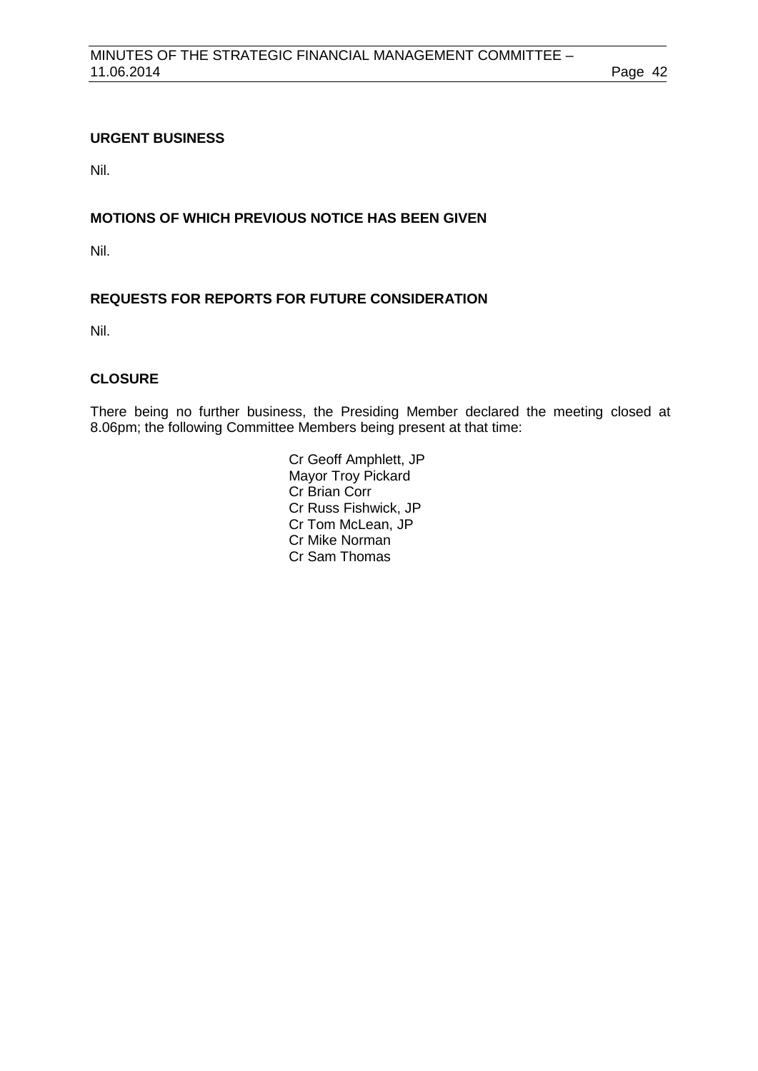**URGENT BUSINESS**

Nil.

**MOTIONS OF WHICH PREVIOUS NOTICE HAS BEEN GIVEN**

Nil.

**REQUESTS FOR REPORTS FOR FUTURE CONSIDERATION**

Nil.

**CLOSURE**

There being no further business, the Presiding Member declared the meeting closed at 8.06pm; the following Committee Members being present at that time:

Cr Geoff Amphlett, JP
Mayor Troy Pickard
Cr Brian Corr
Cr Russ Fishwick, JP
Cr Tom McLean, JP
Cr Mike Norman
Cr Sam Thomas